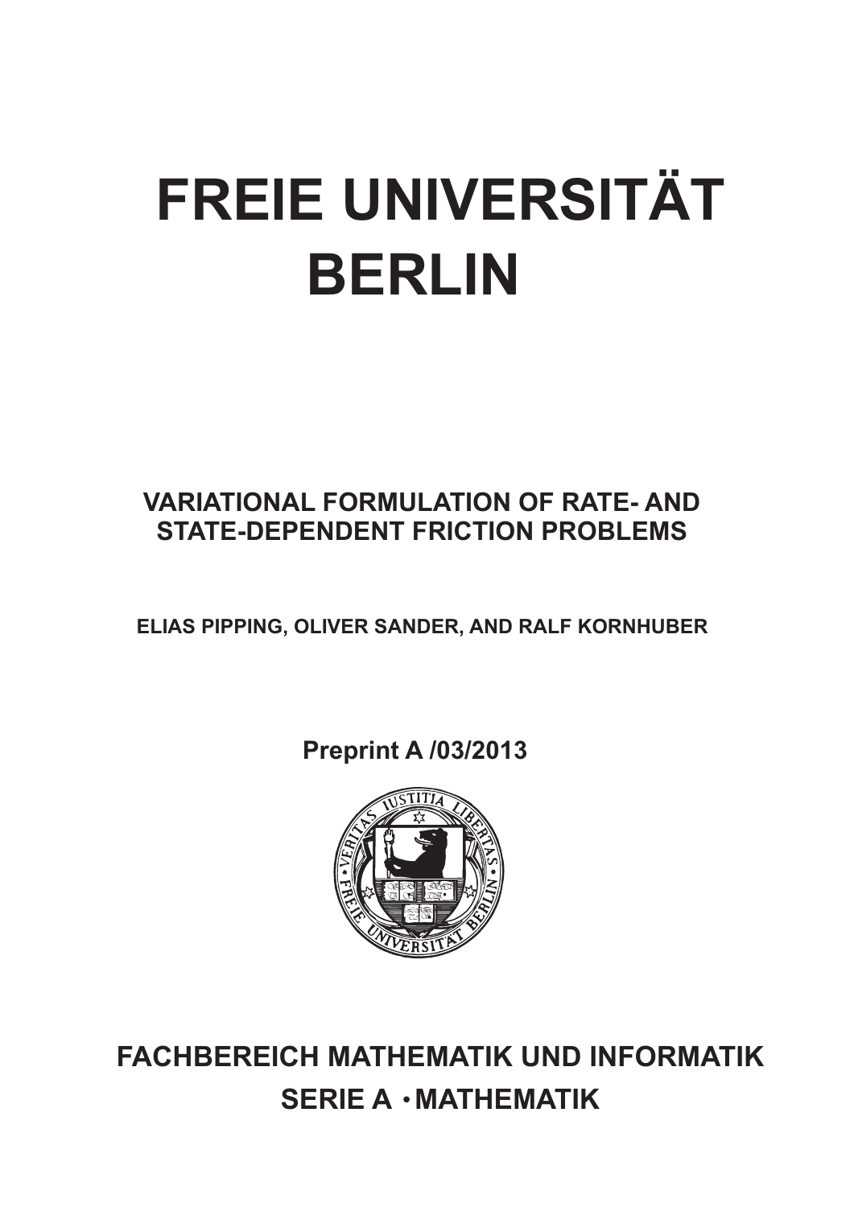# FREIE UNIVERSITÄT BERLIN

## VARIATIONAL FORMULATION OF RATE- AND STATE-DEPENDENT FRICTION PROBLEMS

**ELIAS PIPPING, OLIVER SANDER, AND RALF KORNHUBER**

**Preprint A /03/2013**

**FACHBEREICH MATHEMATIK UND INFORMATIK**
**SERIE A • MATHEMATIK**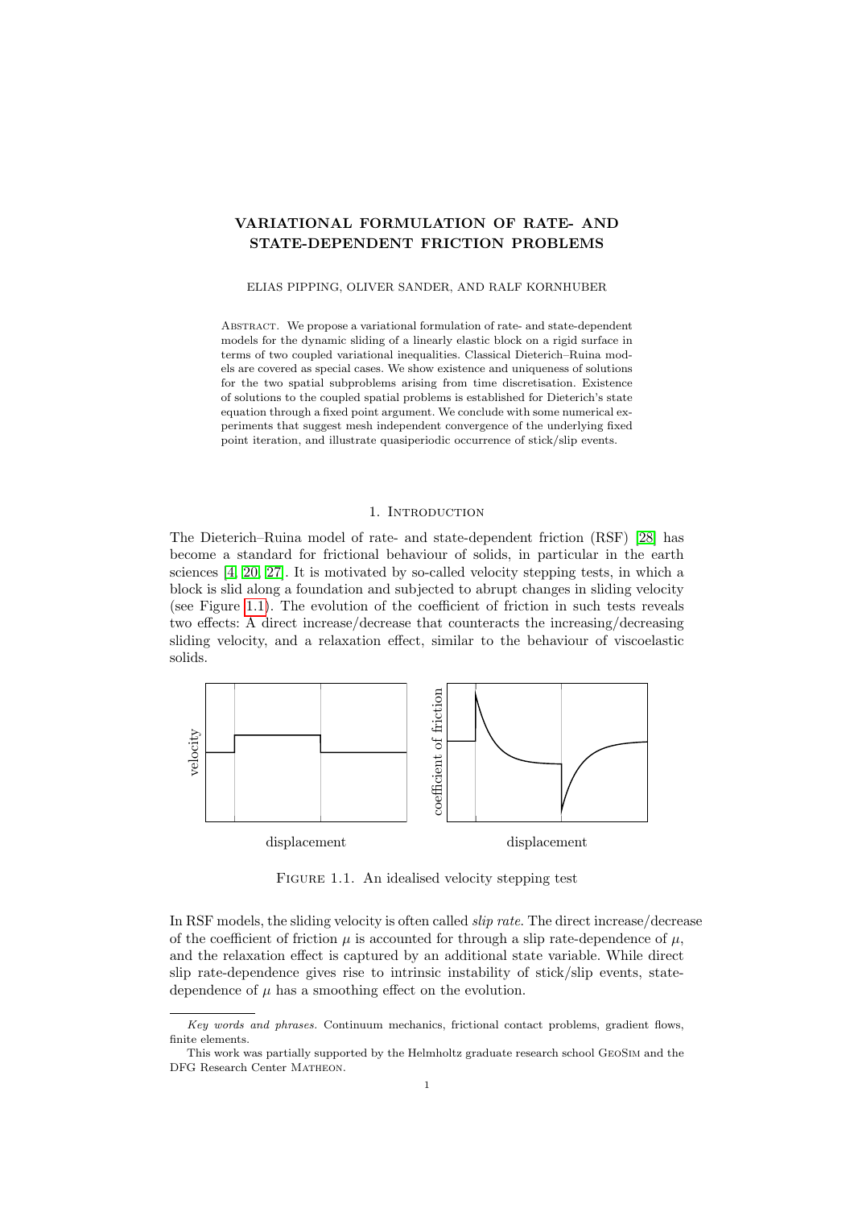// VARIATIONAL FORMULATION OF RATE- AND STATE-DEPENDENT FRICTION PROBLEMS

ELIAS PIPPING, OLIVER SANDER, AND RALF KORNHUBER

Abstract. We propose a variational formulation of rate- and state-dependent models for the dynamic sliding of a linearly elastic block on a rigid surface in terms of two coupled variational inequalities. Classical Dieterich–Ruina models are covered as special cases. We show existence and uniqueness of solutions for the two spatial subproblems arising from time discretisation. Existence of solutions to the coupled spatial problems is established for Dieterich's state equation through a fixed point argument. We conclude with some numerical experiments that suggest mesh independent convergence of the underlying fixed point iteration, and illustrate quasiperiodic occurrence of stick/slip events.

## 1. Introduction

The Dieterich–Ruina model of rate- and state-dependent friction (RSF) [28] has become a standard for frictional behaviour of solids, in particular in the earth sciences [4, 20, 27]. It is motivated by so-called velocity stepping tests, in which a block is slid along a foundation and subjected to abrupt changes in sliding velocity (see Figure 1.1). The evolution of the coefficient of friction in such tests reveals two effects: A direct increase/decrease that counteracts the increasing/decreasing sliding velocity, and a relaxation effect, similar to the behaviour of viscoelastic solids.

Figure 1.1. An idealised velocity stepping test

In RSF models, the sliding velocity is often called *slip rate*. The direct increase/decrease of the coefficient of friction $\mu$ is accounted for through a slip rate-dependence of $\mu$, and the relaxation effect is captured by an additional state variable. While direct slip rate-dependence gives rise to intrinsic instability of stick/slip events, state-dependence of $\mu$ has a smoothing effect on the evolution.

*Key words and phrases.* Continuum mechanics, frictional contact problems, gradient flows, finite elements.

This work was partially supported by the Helmholtz graduate research school GeoSim and the DFG Research Center Matheon.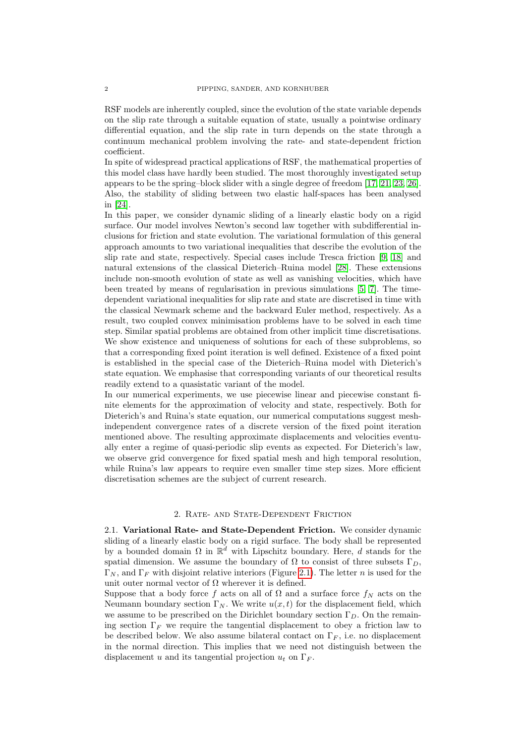RSF models are inherently coupled, since the evolution of the state variable depends on the slip rate through a suitable equation of state, usually a pointwise ordinary differential equation, and the slip rate in turn depends on the state through a continuum mechanical problem involving the rate- and state-dependent friction coefficient.

In spite of widespread practical applications of RSF, the mathematical properties of this model class have hardly been studied. The most thoroughly investigated setup appears to be the spring–block slider with a single degree of freedom [17, 21, 23, 26]. Also, the stability of sliding between two elastic half-spaces has been analysed in [24].

In this paper, we consider dynamic sliding of a linearly elastic body on a rigid surface. Our model involves Newton's second law together with subdifferential inclusions for friction and state evolution. The variational formulation of this general approach amounts to two variational inequalities that describe the evolution of the slip rate and state, respectively. Special cases include Tresca friction [9, 18] and natural extensions of the classical Dieterich–Ruina model [28]. These extensions include non-smooth evolution of state as well as vanishing velocities, which have been treated by means of regularisation in previous simulations [5, 7]. The time-dependent variational inequalities for slip rate and state are discretised in time with the classical Newmark scheme and the backward Euler method, respectively. As a result, two coupled convex minimisation problems have to be solved in each time step. Similar spatial problems are obtained from other implicit time discretisations. We show existence and uniqueness of solutions for each of these subproblems, so that a corresponding fixed point iteration is well defined. Existence of a fixed point is established in the special case of the Dieterich–Ruina model with Dieterich's state equation. We emphasise that corresponding variants of our theoretical results readily extend to a quasistatic variant of the model.

In our numerical experiments, we use piecewise linear and piecewise constant finite elements for the approximation of velocity and state, respectively. Both for Dieterich's and Ruina's state equation, our numerical computations suggest mesh-independent convergence rates of a discrete version of the fixed point iteration mentioned above. The resulting approximate displacements and velocities eventually enter a regime of quasi-periodic slip events as expected. For Dieterich's law, we observe grid convergence for fixed spatial mesh and high temporal resolution, while Ruina's law appears to require even smaller time step sizes. More efficient discretisation schemes are the subject of current research.

## 2. Rate- and State-Dependent Friction

**2.1. Variational Rate- and State-Dependent Friction.** We consider dynamic sliding of a linearly elastic body on a rigid surface. The body shall be represented by a bounded domain $\Omega$ in $\mathbb{R}^d$ with Lipschitz boundary. Here, $d$ stands for the spatial dimension. We assume the boundary of $\Omega$ to consist of three subsets $\Gamma_D$, $\Gamma_N$, and $\Gamma_F$ with disjoint relative interiors (Figure 2.1). The letter $n$ is used for the unit outer normal vector of $\Omega$ wherever it is defined.

Suppose that a body force $f$ acts on all of $\Omega$ and a surface force $f_N$ acts on the Neumann boundary section $\Gamma_N$. We write $u(x, t)$ for the displacement field, which we assume to be prescribed on the Dirichlet boundary section $\Gamma_D$. On the remaining section $\Gamma_F$ we require the tangential displacement to obey a friction law to be described below. We also assume bilateral contact on $\Gamma_F$, i.e. no displacement in the normal direction. This implies that we need not distinguish between the displacement $u$ and its tangential projection $u_t$ on $\Gamma_F$.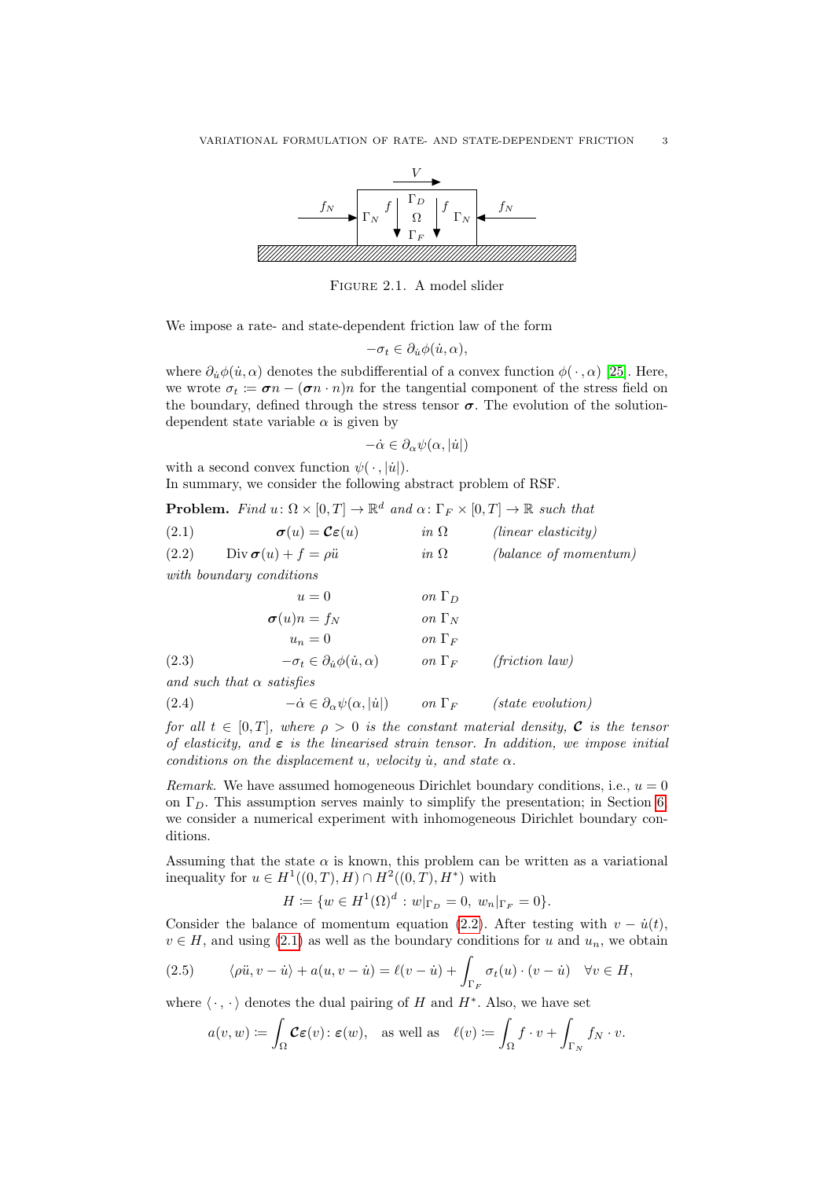FIGURE 2.1. A model slider

We impose a rate- and state-dependent friction law of the form

$$-\sigma_t \in \partial_{\dot{u}} \phi(\dot{u}, \alpha),$$

where $\partial_{\dot{u}} \phi(\dot{u}, \alpha)$ denotes the subdifferential of a convex function $\phi(\,\cdot\,, \alpha)$ [25]. Here, we wrote $\sigma_t := \boldsymbol{\sigma} n - (\boldsymbol{\sigma} n \cdot n) n$ for the tangential component of the stress field on the boundary, defined through the stress tensor $\boldsymbol{\sigma}$. The evolution of the solution-dependent state variable $\alpha$ is given by

$$-\dot{\alpha} \in \partial_\alpha \psi(\alpha, |\dot{u}|)$$

with a second convex function $\psi(\,\cdot\,, |\dot{u}|)$.
In summary, we consider the following abstract problem of RSF.

**Problem.** *Find $u\colon \Omega \times [0,T] \to \mathbb{R}^d$ and $\alpha\colon \Gamma_F \times [0,T] \to \mathbb{R}$ such that*

$$\boldsymbol{\sigma}(u) = \boldsymbol{\mathcal{C}} \boldsymbol{\varepsilon}(u) \quad \text{in } \Omega \quad \textit{(linear elasticity)} \tag{2.1}$$

$$\operatorname{Div} \boldsymbol{\sigma}(u) + f = \rho \ddot{u} \quad \text{in } \Omega \quad \textit{(balance of momentum)} \tag{2.2}$$

*with boundary conditions*

$$
\begin{aligned}
u &= 0 && \text{on } \Gamma_D \\
\boldsymbol{\sigma}(u) n &= f_N && \text{on } \Gamma_N \\
u_n &= 0 && \text{on } \Gamma_F
\end{aligned}
$$

$$-\sigma_t \in \partial_{\dot{u}} \phi(\dot{u}, \alpha) \quad \text{on } \Gamma_F \quad \textit{(friction law)} \tag{2.3}$$

*and such that $\alpha$ satisfies*

$$-\dot{\alpha} \in \partial_\alpha \psi(\alpha, |\dot{u}|) \quad \text{on } \Gamma_F \quad \textit{(state evolution)} \tag{2.4}$$

*for all $t \in [0,T]$, where $\rho > 0$ is the constant material density, $\boldsymbol{\mathcal{C}}$ is the tensor of elasticity, and $\boldsymbol{\varepsilon}$ is the linearised strain tensor. In addition, we impose initial conditions on the displacement $u$, velocity $\dot{u}$, and state $\alpha$.*

*Remark.* We have assumed homogeneous Dirichlet boundary conditions, i.e., $u = 0$ on $\Gamma_D$. This assumption serves mainly to simplify the presentation; in Section 6 we consider a numerical experiment with inhomogeneous Dirichlet boundary conditions.

Assuming that the state $\alpha$ is known, this problem can be written as a variational inequality for $u \in H^1((0,T), H) \cap H^2((0,T), H^*)$ with

$$H := \{ w \in H^1(\Omega)^d : w|_{\Gamma_D} = 0,\ w_n|_{\Gamma_F} = 0 \}.$$

Consider the balance of momentum equation (2.2). After testing with $v - \dot{u}(t)$, $v \in H$, and using (2.1) as well as the boundary conditions for $u$ and $u_n$, we obtain

$$\langle \rho \ddot{u}, v - \dot{u} \rangle + a(u, v - \dot{u}) = \ell(v - \dot{u}) + \int_{\Gamma_F} \sigma_t(u) \cdot (v - \dot{u}) \quad \forall v \in H, \tag{2.5}$$

where $\langle \cdot\,, \cdot \rangle$ denotes the dual pairing of $H$ and $H^*$. Also, we have set

$$a(v, w) := \int_\Omega \boldsymbol{\mathcal{C}} \boldsymbol{\varepsilon}(v) : \boldsymbol{\varepsilon}(w), \quad \text{as well as} \quad \ell(v) := \int_\Omega f \cdot v + \int_{\Gamma_N} f_N \cdot v.$$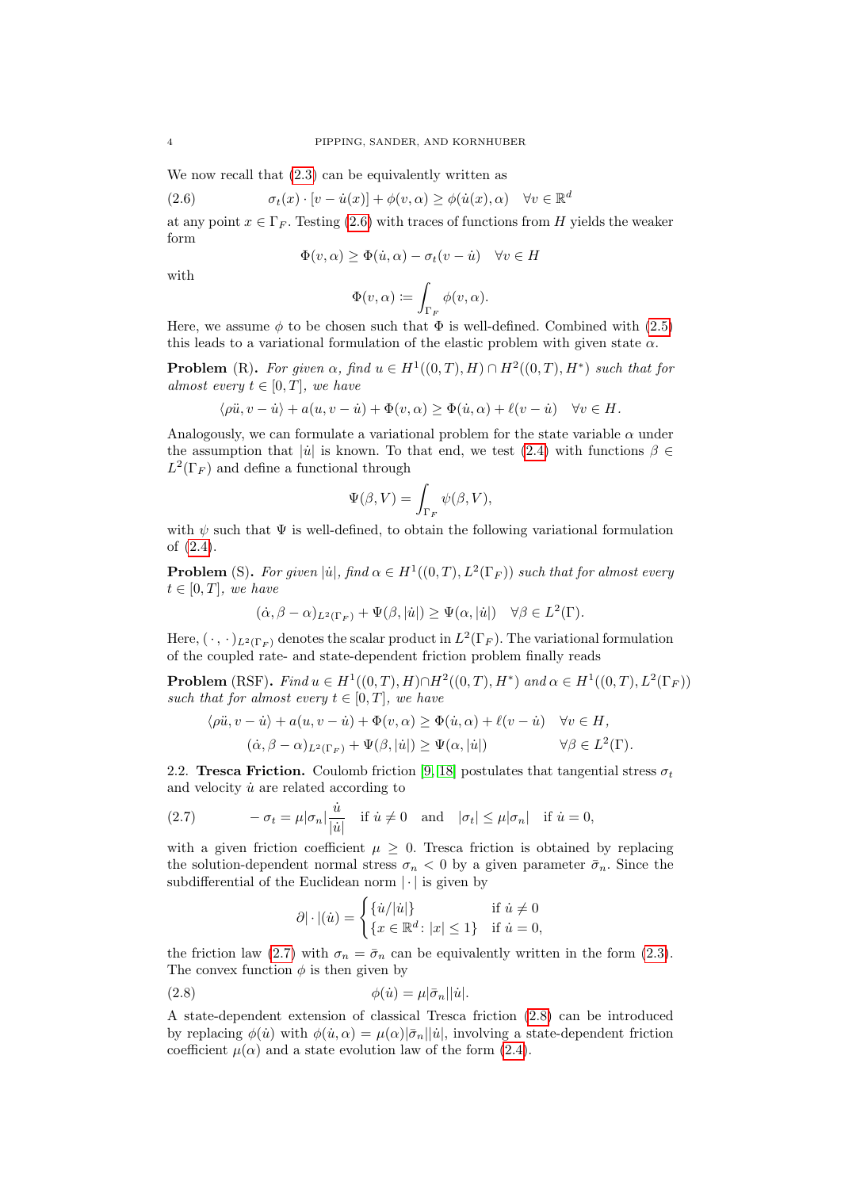We now recall that (2.3) can be equivalently written as

$$\sigma_t(x) \cdot [v - \dot{u}(x)] + \phi(v, \alpha) \geq \phi(\dot{u}(x), \alpha) \quad \forall v \in \mathbb{R}^d \tag{2.6}$$

at any point $x \in \Gamma_F$. Testing (2.6) with traces of functions from $H$ yields the weaker form

$$\Phi(v, \alpha) \geq \Phi(\dot{u}, \alpha) - \sigma_t(v - \dot{u}) \quad \forall v \in H$$

with

$$\Phi(v, \alpha) := \int_{\Gamma_F} \phi(v, \alpha).$$

Here, we assume $\phi$ to be chosen such that $\Phi$ is well-defined. Combined with (2.5) this leads to a variational formulation of the elastic problem with given state $\alpha$.

**Problem** (R)**.** *For given $\alpha$, find $u \in H^1((0,T), H) \cap H^2((0,T), H^*)$ such that for almost every $t \in [0,T]$, we have*

$$\langle \rho \ddot{u}, v - \dot{u} \rangle + a(u, v - \dot{u}) + \Phi(v, \alpha) \geq \Phi(\dot{u}, \alpha) + \ell(v - \dot{u}) \quad \forall v \in H.$$

Analogously, we can formulate a variational problem for the state variable $\alpha$ under the assumption that $|\dot{u}|$ is known. To that end, we test (2.4) with functions $\beta \in L^2(\Gamma_F)$ and define a functional through

$$\Psi(\beta, V) = \int_{\Gamma_F} \psi(\beta, V),$$

with $\psi$ such that $\Psi$ is well-defined, to obtain the following variational formulation of (2.4).

**Problem** (S)**.** *For given $|\dot{u}|$, find $\alpha \in H^1((0,T), L^2(\Gamma_F))$ such that for almost every $t \in [0,T]$, we have*

$$(\dot{\alpha}, \beta - \alpha)_{L^2(\Gamma_F)} + \Psi(\beta, |\dot{u}|) \geq \Psi(\alpha, |\dot{u}|) \quad \forall \beta \in L^2(\Gamma).$$

Here, $(\cdot, \cdot)_{L^2(\Gamma_F)}$ denotes the scalar product in $L^2(\Gamma_F)$. The variational formulation of the coupled rate- and state-dependent friction problem finally reads

**Problem** (RSF)**.** *Find $u \in H^1((0,T), H) \cap H^2((0,T), H^*)$ and $\alpha \in H^1((0,T), L^2(\Gamma_F))$ such that for almost every $t \in [0,T]$, we have*

$$\begin{aligned} \langle \rho \ddot{u}, v - \dot{u} \rangle + a(u, v - \dot{u}) + \Phi(v, \alpha) &\geq \Phi(\dot{u}, \alpha) + \ell(v - \dot{u}) \quad && \forall v \in H, \\ (\dot{\alpha}, \beta - \alpha)_{L^2(\Gamma_F)} + \Psi(\beta, |\dot{u}|) &\geq \Psi(\alpha, |\dot{u}|) && \forall \beta \in L^2(\Gamma). \end{aligned}$$

## 2.2. Tresca Friction.

Coulomb friction [9, 18] postulates that tangential stress $\sigma_t$ and velocity $\dot{u}$ are related according to

$$-\sigma_t = \mu|\sigma_n| \frac{\dot{u}}{|\dot{u}|} \quad \text{if } \dot{u} \neq 0 \quad \text{and} \quad |\sigma_t| \leq \mu|\sigma_n| \quad \text{if } \dot{u} = 0, \tag{2.7}$$

with a given friction coefficient $\mu \geq 0$. Tresca friction is obtained by replacing the solution-dependent normal stress $\sigma_n < 0$ by a given parameter $\bar{\sigma}_n$. Since the subdifferential of the Euclidean norm $|\cdot|$ is given by

$$\partial|\cdot|(\dot{u}) = \begin{cases} \{\dot{u}/|\dot{u}|\} & \text{if } \dot{u} \neq 0 \\ \{x \in \mathbb{R}^d : |x| \leq 1\} & \text{if } \dot{u} = 0, \end{cases}$$

the friction law (2.7) with $\sigma_n = \bar{\sigma}_n$ can be equivalently written in the form (2.3). The convex function $\phi$ is then given by

$$\phi(\dot{u}) = \mu|\bar{\sigma}_n||\dot{u}|. \tag{2.8}$$

A state-dependent extension of classical Tresca friction (2.8) can be introduced by replacing $\phi(\dot{u})$ with $\phi(\dot{u}, \alpha) = \mu(\alpha)|\bar{\sigma}_n||\dot{u}|$, involving a state-dependent friction coefficient $\mu(\alpha)$ and a state evolution law of the form (2.4).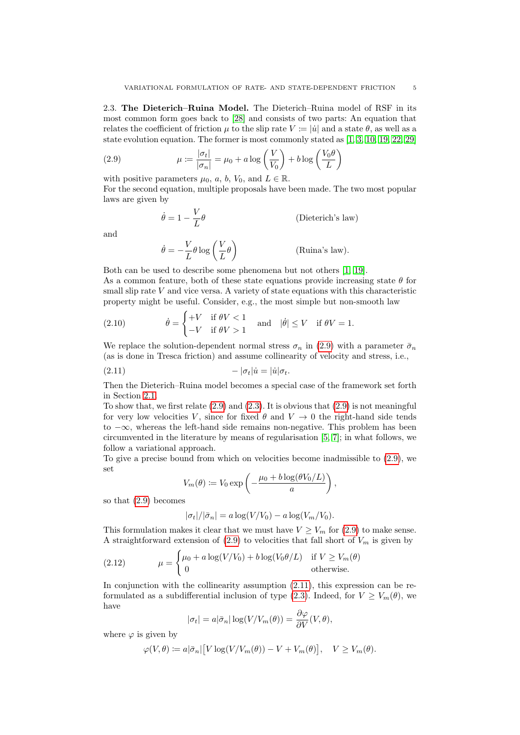2.3. **The Dieterich–Ruina Model.** The Dieterich–Ruina model of RSF in its most common form goes back to [28] and consists of two parts: An equation that relates the coefficient of friction $\mu$ to the slip rate $V := |\dot{u}|$ and a state $\theta$, as well as a state evolution equation. The former is most commonly stated as [1, 3, 10, 19, 22, 29]

$$\mu := \frac{|\sigma_t|}{|\sigma_n|} = \mu_0 + a \log\left(\frac{V}{V_0}\right) + b \log\left(\frac{V_0 \theta}{L}\right) \tag{2.9}$$

with positive parameters $\mu_0$, $a$, $b$, $V_0$, and $L \in \mathbb{R}$.
For the second equation, multiple proposals have been made. The two most popular laws are given by

$$\dot{\theta} = 1 - \frac{V}{L}\theta \qquad \text{(Dieterich's law)}$$

and

$$\dot{\theta} = -\frac{V}{L}\theta \log\left(\frac{V}{L}\theta\right) \qquad \text{(Ruina's law)}.$$

Both can be used to describe some phenomena but not others [1, 19].
As a common feature, both of these state equations provide increasing state $\theta$ for small slip rate $V$ and vice versa. A variety of state equations with this characteristic property might be useful. Consider, e.g., the most simple but non-smooth law

$$\dot{\theta} = \begin{cases} +V & \text{if } \theta V < 1 \\ -V & \text{if } \theta V > 1 \end{cases} \quad \text{and} \quad |\dot{\theta}| \leq V \quad \text{if } \theta V = 1. \tag{2.10}$$

We replace the solution-dependent normal stress $\sigma_n$ in (2.9) with a parameter $\bar{\sigma}_n$ (as is done in Tresca friction) and assume collinearity of velocity and stress, i.e.,

$$-|\sigma_t|\dot{u} = |\dot{u}|\sigma_t. \tag{2.11}$$

Then the Dieterich–Ruina model becomes a special case of the framework set forth in Section 2.1.
To show that, we first relate (2.9) and (2.3). It is obvious that (2.9) is not meaningful for very low velocities $V$, since for fixed $\theta$ and $V \to 0$ the right-hand side tends to $-\infty$, whereas the left-hand side remains non-negative. This problem has been circumvented in the literature by means of regularisation [5, 7]; in what follows, we follow a variational approach.
To give a precise bound from which on velocities become inadmissible to (2.9), we set

$$V_m(\theta) := V_0 \exp\left(-\frac{\mu_0 + b\log(\theta V_0/L)}{a}\right),$$

so that (2.9) becomes

$$|\sigma_t|/|\bar{\sigma}_n| = a\log(V/V_0) - a\log(V_m/V_0).$$

This formulation makes it clear that we must have $V \geq V_m$ for (2.9) to make sense. A straightforward extension of (2.9) to velocities that fall short of $V_m$ is given by

$$\mu = \begin{cases} \mu_0 + a\log(V/V_0) + b\log(V_0\theta/L) & \text{if } V \geq V_m(\theta) \\ 0 & \text{otherwise.} \end{cases} \tag{2.12}$$

In conjunction with the collinearity assumption (2.11), this expression can be reformulated as a subdifferential inclusion of type (2.3). Indeed, for $V \geq V_m(\theta)$, we have

$$|\sigma_t| = a|\bar{\sigma}_n| \log(V/V_m(\theta)) = \frac{\partial \varphi}{\partial V}(V, \theta),$$

where $\varphi$ is given by

$$\varphi(V, \theta) := a|\bar{\sigma}_n|\big[V\log(V/V_m(\theta)) - V + V_m(\theta)\big], \quad V \geq V_m(\theta).$$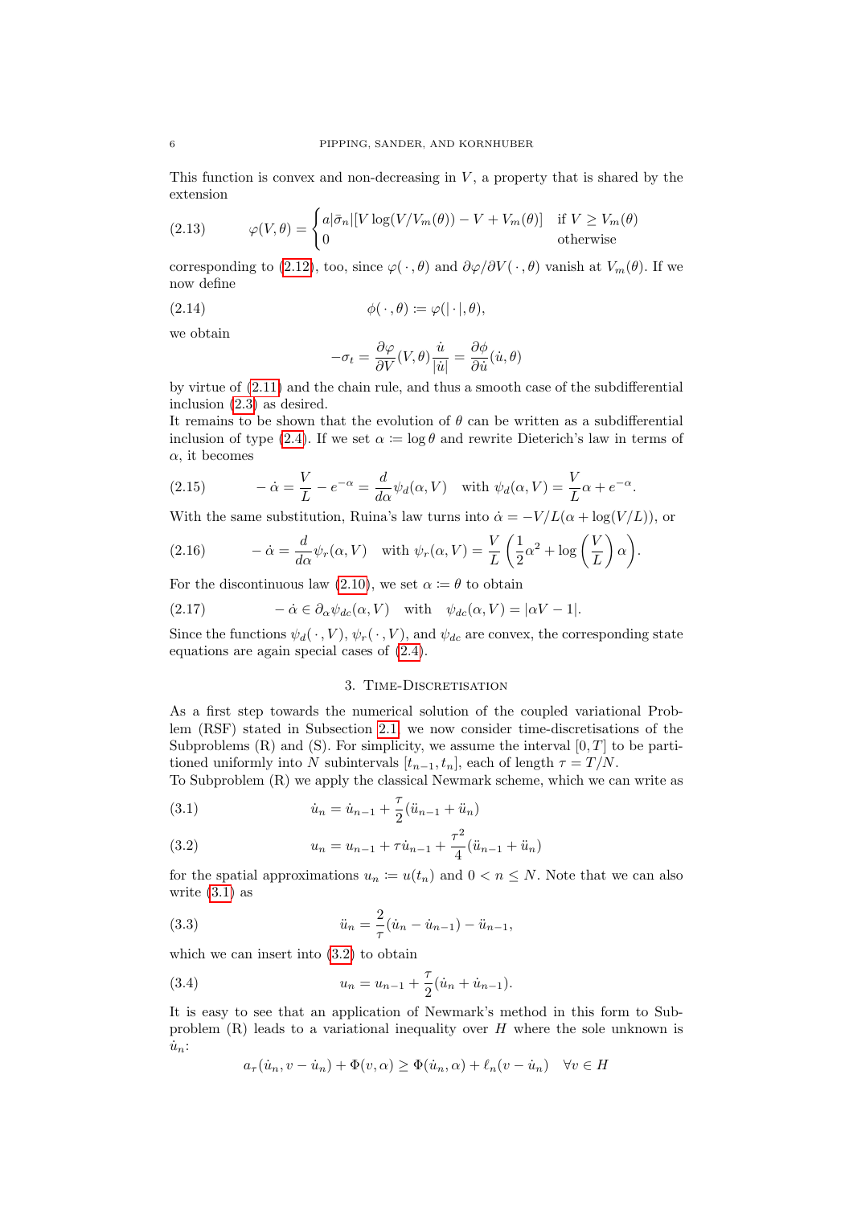This function is convex and non-decreasing in $V$, a property that is shared by the extension

$$
\varphi(V,\theta) = \begin{cases} a|\bar{\sigma}_n|[V\log(V/V_m(\theta)) - V + V_m(\theta)] & \text{if } V \geq V_m(\theta) \\ 0 & \text{otherwise} \end{cases} \tag{2.13}
$$

corresponding to (2.12), too, since $\varphi(\,\cdot\,,\theta)$ and $\partial\varphi/\partial V(\,\cdot\,,\theta)$ vanish at $V_m(\theta)$. If we now define

$$
\phi(\,\cdot\,,\theta) := \varphi(|\cdot|,\theta), \tag{2.14}
$$

we obtain

$$
-\sigma_t = \frac{\partial\varphi}{\partial V}(V,\theta)\frac{\dot{u}}{|\dot{u}|} = \frac{\partial\phi}{\partial\dot{u}}(\dot{u},\theta)
$$

by virtue of (2.11) and the chain rule, and thus a smooth case of the subdifferential inclusion (2.3) as desired.

It remains to be shown that the evolution of $\theta$ can be written as a subdifferential inclusion of type (2.4). If we set $\alpha := \log\theta$ and rewrite Dieterich's law in terms of $\alpha$, it becomes

$$
-\dot{\alpha} = \frac{V}{L} - e^{-\alpha} = \frac{d}{d\alpha}\psi_d(\alpha,V) \quad \text{with } \psi_d(\alpha,V) = \frac{V}{L}\alpha + e^{-\alpha}. \tag{2.15}
$$

With the same substitution, Ruina's law turns into $\dot{\alpha} = -V/L(\alpha + \log(V/L))$, or

$$
-\dot{\alpha} = \frac{d}{d\alpha}\psi_r(\alpha,V) \quad \text{with } \psi_r(\alpha,V) = \frac{V}{L}\left(\frac{1}{2}\alpha^2 + \log\left(\frac{V}{L}\right)\alpha\right). \tag{2.16}
$$

For the discontinuous law (2.10), we set $\alpha := \theta$ to obtain

$$
-\dot{\alpha} \in \partial_\alpha\psi_{dc}(\alpha,V) \quad \text{with} \quad \psi_{dc}(\alpha,V) = |\alpha V - 1|. \tag{2.17}
$$

Since the functions $\psi_d(\,\cdot\,,V)$, $\psi_r(\,\cdot\,,V)$, and $\psi_{dc}$ are convex, the corresponding state equations are again special cases of (2.4).

## 3. Time-Discretisation

As a first step towards the numerical solution of the coupled variational Problem (RSF) stated in Subsection 2.1, we now consider time-discretisations of the Subproblems (R) and (S). For simplicity, we assume the interval $[0,T]$ to be partitioned uniformly into $N$ subintervals $[t_{n-1},t_n]$, each of length $\tau = T/N$.

To Subproblem (R) we apply the classical Newmark scheme, which we can write as

$$
\dot{u}_n = \dot{u}_{n-1} + \frac{\tau}{2}(\ddot{u}_{n-1} + \ddot{u}_n) \tag{3.1}
$$

$$
u_n = u_{n-1} + \tau\dot{u}_{n-1} + \frac{\tau^2}{4}(\ddot{u}_{n-1} + \ddot{u}_n) \tag{3.2}
$$

for the spatial approximations $u_n := u(t_n)$ and $0 < n \leq N$. Note that we can also write (3.1) as

$$
\ddot{u}_n = \frac{2}{\tau}(\dot{u}_n - \dot{u}_{n-1}) - \ddot{u}_{n-1}, \tag{3.3}
$$

which we can insert into (3.2) to obtain

$$
u_n = u_{n-1} + \frac{\tau}{2}(\dot{u}_n + \dot{u}_{n-1}). \tag{3.4}
$$

It is easy to see that an application of Newmark's method in this form to Subproblem (R) leads to a variational inequality over $H$ where the sole unknown is $\dot{u}_n$:

$$
a_\tau(\dot{u}_n, v - \dot{u}_n) + \Phi(v,\alpha) \geq \Phi(\dot{u}_n,\alpha) + \ell_n(v - \dot{u}_n) \quad \forall v \in H
$$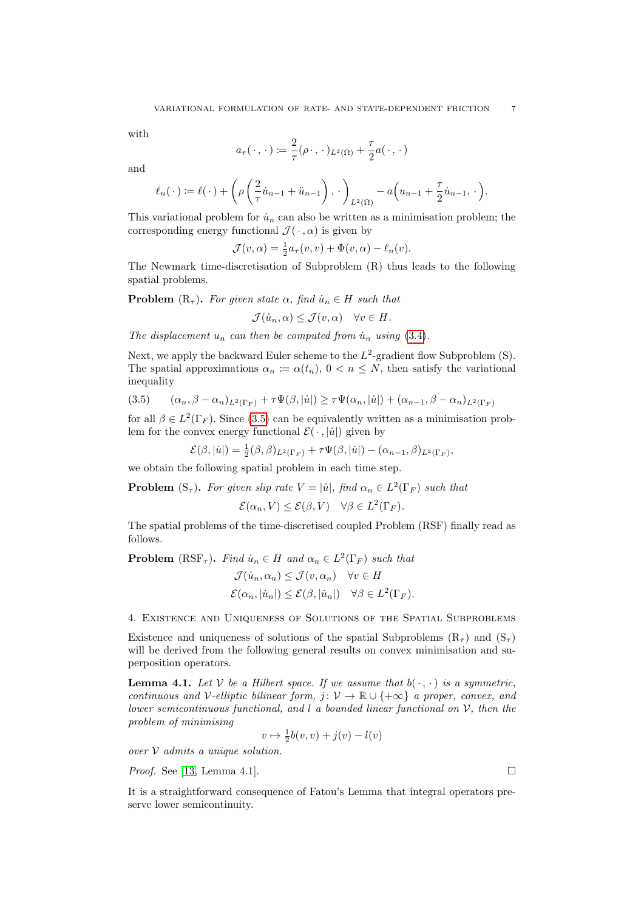with

$$a_\tau(\,\cdot\,,\,\cdot\,) := \frac{2}{\tau}(\rho\,\cdot\,,\,\cdot\,)_{L^2(\Omega)} + \frac{\tau}{2}a(\,\cdot\,,\,\cdot\,)$$

and

$$\ell_n(\,\cdot\,) := \ell(\,\cdot\,) + \left(\rho\left(\frac{2}{\tau}\dot{u}_{n-1} + \ddot{u}_{n-1}\right),\,\cdot\,\right)_{L^2(\Omega)} - a\Big(u_{n-1} + \frac{\tau}{2}\dot{u}_{n-1},\,\cdot\,\Big).$$

This variational problem for $\dot{u}_n$ can also be written as a minimisation problem; the corresponding energy functional $\mathcal{J}(\,\cdot\,,\alpha)$ is given by

$$\mathcal{J}(v,\alpha) = \tfrac{1}{2}a_\tau(v,v) + \Phi(v,\alpha) - \ell_n(v).$$

The Newmark time-discretisation of Subproblem (R) thus leads to the following spatial problems.

**Problem** $(\mathrm{R}_\tau)$**.** *For given state $\alpha$, find $\dot{u}_n \in H$ such that*

$$\mathcal{J}(\dot{u}_n,\alpha) \le \mathcal{J}(v,\alpha) \quad \forall v \in H.$$

*The displacement $u_n$ can then be computed from $\dot{u}_n$ using* (3.4).

Next, we apply the backward Euler scheme to the $L^2$-gradient flow Subproblem (S). The spatial approximations $\alpha_n := \alpha(t_n)$, $0 < n \le N$, then satisfy the variational inequality

$$(\alpha_n, \beta - \alpha_n)_{L^2(\Gamma_F)} + \tau\Psi(\beta, |\dot{u}|) \ge \tau\Psi(\alpha_n, |\dot{u}|) + (\alpha_{n-1}, \beta - \alpha_n)_{L^2(\Gamma_F)} \tag{3.5}$$

for all $\beta \in L^2(\Gamma_F)$. Since (3.5) can be equivalently written as a minimisation problem for the convex energy functional $\mathcal{E}(\,\cdot\,, |\dot{u}|)$ given by

$$\mathcal{E}(\beta, |\dot{u}|) = \tfrac{1}{2}(\beta,\beta)_{L^2(\Gamma_F)} + \tau\Psi(\beta, |\dot{u}|) - (\alpha_{n-1}, \beta)_{L^2(\Gamma_F)},$$

we obtain the following spatial problem in each time step.

**Problem** $(\mathrm{S}_\tau)$**.** *For given slip rate $V = |\dot{u}|$, find $\alpha_n \in L^2(\Gamma_F)$ such that*

$$\mathcal{E}(\alpha_n, V) \le \mathcal{E}(\beta, V) \quad \forall \beta \in L^2(\Gamma_F).$$

The spatial problems of the time-discretised coupled Problem (RSF) finally read as follows.

**Problem** $(\mathrm{RSF}_\tau)$**.** *Find $\dot{u}_n \in H$ and $\alpha_n \in L^2(\Gamma_F)$ such that*

$$\mathcal{J}(\dot{u}_n, \alpha_n) \le \mathcal{J}(v, \alpha_n) \quad \forall v \in H$$
$$\mathcal{E}(\alpha_n, |\dot{u}_n|) \le \mathcal{E}(\beta, |\dot{u}_n|) \quad \forall \beta \in L^2(\Gamma_F).$$

## 4. Existence and Uniqueness of Solutions of the Spatial Subproblems

Existence and uniqueness of solutions of the spatial Subproblems $(\mathrm{R}_\tau)$ and $(\mathrm{S}_\tau)$ will be derived from the following general results on convex minimisation and superposition operators.

**Lemma 4.1.** *Let $\mathcal{V}$ be a Hilbert space. If we assume that $b(\,\cdot\,,\,\cdot\,)$ is a symmetric, continuous and $\mathcal{V}$-elliptic bilinear form, $j\colon \mathcal{V} \to \mathbb{R} \cup \{+\infty\}$ a proper, convex, and lower semicontinuous functional, and $l$ a bounded linear functional on $\mathcal{V}$, then the problem of minimising*

$$v \mapsto \tfrac{1}{2}b(v,v) + j(v) - l(v)$$

*over $\mathcal{V}$ admits a unique solution.*

*Proof.* See [13, Lemma 4.1]. □

It is a straightforward consequence of Fatou's Lemma that integral operators preserve lower semicontinuity.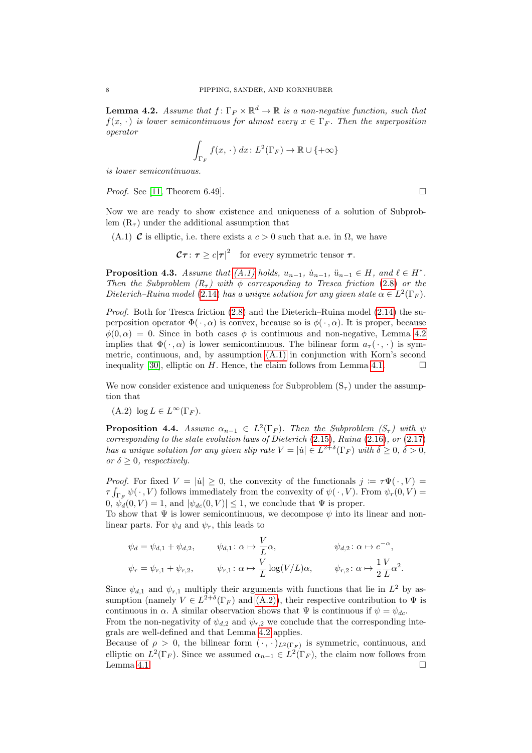**Lemma 4.2.** *Assume that $f\colon \Gamma_F \times \mathbb{R}^d \to \mathbb{R}$ is a non-negative function, such that $f(x, \cdot\,)$ is lower semicontinuous for almost every $x \in \Gamma_F$. Then the superposition operator*

$$\int_{\Gamma_F} f(x, \cdot\,)\, dx \colon L^2(\Gamma_F) \to \mathbb{R} \cup \{+\infty\}$$

*is lower semicontinuous.*

*Proof.* See [11, Theorem 6.49]. □

Now we are ready to show existence and uniqueness of a solution of Subproblem ($\mathrm{R}_\tau$) under the additional assumption that

(A.1) $\boldsymbol{\mathcal{C}}$ is elliptic, i.e. there exists a $c > 0$ such that a.e. in $\Omega$, we have

$$\boldsymbol{\mathcal{C}}\boldsymbol{\tau} \colon \boldsymbol{\tau} \geq c|\boldsymbol{\tau}|^2 \quad \text{for every symmetric tensor } \boldsymbol{\tau}.$$

**Proposition 4.3.** *Assume that (A.1) holds, $u_{n-1}$, $\dot{u}_{n-1}$, $\ddot{u}_{n-1} \in H$, and $\ell \in H^*$. Then the Subproblem ($R_\tau$) with $\phi$ corresponding to Tresca friction (2.8) or the Dieterich–Ruina model (2.14) has a unique solution for any given state $\alpha \in L^2(\Gamma_F)$.*

*Proof.* Both for Tresca friction (2.8) and the Dieterich–Ruina model (2.14) the superposition operator $\Phi(\,\cdot\,, \alpha)$ is convex, because so is $\phi(\,\cdot\,, \alpha)$. It is proper, because $\phi(0, \alpha) = 0$. Since in both cases $\phi$ is continuous and non-negative, Lemma 4.2 implies that $\Phi(\,\cdot\,, \alpha)$ is lower semicontinuous. The bilinear form $a_\tau(\,\cdot\,, \cdot\,)$ is symmetric, continuous, and, by assumption (A.1) in conjunction with Korn's second inequality [30], elliptic on $H$. Hence, the claim follows from Lemma 4.1. □

We now consider existence and uniqueness for Subproblem ($\mathrm{S}_\tau$) under the assumption that

(A.2) $\log L \in L^\infty(\Gamma_F)$.

**Proposition 4.4.** *Assume $\alpha_{n-1} \in L^2(\Gamma_F)$. Then the Subproblem ($S_\tau$) with $\psi$ corresponding to the state evolution laws of Dieterich (2.15), Ruina (2.16), or (2.17) has a unique solution for any given slip rate $V = |\dot{u}| \in L^{2+\delta}(\Gamma_F)$ with $\delta \geq 0$, $\delta > 0$, or $\delta \geq 0$, respectively.*

*Proof.* For fixed $V = |\dot{u}| \geq 0$, the convexity of the functionals $j := \tau\Psi(\,\cdot\,, V) = \tau \int_{\Gamma_F} \psi(\,\cdot\,, V)$ follows immediately from the convexity of $\psi(\,\cdot\,, V)$. From $\psi_r(0, V) = 0$, $\psi_d(0, V) = 1$, and $|\psi_{dc}(0, V)| \leq 1$, we conclude that $\Psi$ is proper.
To show that $\Psi$ is lower semicontinuous, we decompose $\psi$ into its linear and nonlinear parts. For $\psi_d$ and $\psi_r$, this leads to

$$\psi_d = \psi_{d,1} + \psi_{d,2}, \qquad \psi_{d,1} \colon \alpha \mapsto \frac{V}{L}\alpha, \qquad \psi_{d,2} \colon \alpha \mapsto e^{-\alpha},$$
$$\psi_r = \psi_{r,1} + \psi_{r,2}, \qquad \psi_{r,1} \colon \alpha \mapsto \frac{V}{L}\log(V/L)\alpha, \qquad \psi_{r,2} \colon \alpha \mapsto \frac{1}{2}\frac{V}{L}\alpha^2.$$

Since $\psi_{d,1}$ and $\psi_{r,1}$ multiply their arguments with functions that lie in $L^2$ by assumption (namely $V \in L^{2+\delta}(\Gamma_F)$ and (A.2)), their respective contribution to $\Psi$ is continuous in $\alpha$. A similar observation shows that $\Psi$ is continuous if $\psi = \psi_{dc}$.
From the non-negativity of $\psi_{d,2}$ and $\psi_{r,2}$ we conclude that the corresponding integrals are well-defined and that Lemma 4.2 applies.
Because of $\rho > 0$, the bilinear form $(\,\cdot\,, \cdot\,)_{L^2(\Gamma_F)}$ is symmetric, continuous, and elliptic on $L^2(\Gamma_F)$. Since we assumed $\alpha_{n-1} \in L^2(\Gamma_F)$, the claim now follows from Lemma 4.1. □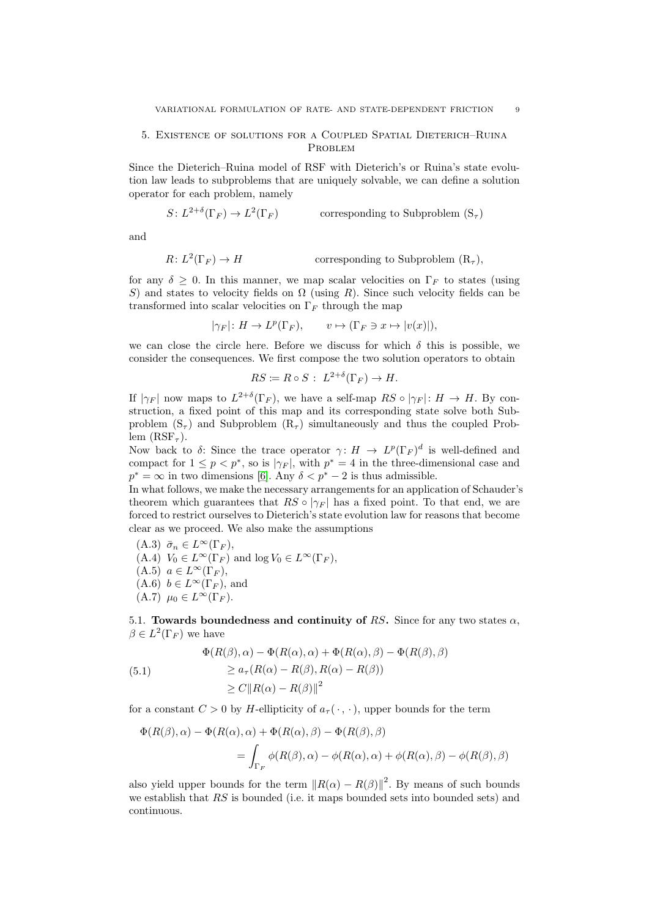## 5. Existence of solutions for a Coupled Spatial Dieterich–Ruina Problem

Since the Dieterich–Ruina model of RSF with Dieterich's or Ruina's state evolution law leads to subproblems that are uniquely solvable, we can define a solution operator for each problem, namely

$$S\colon L^{2+\delta}(\Gamma_F) \to L^2(\Gamma_F) \qquad \text{corresponding to Subproblem } (\mathrm{S}_\tau)$$

and

$$R\colon L^2(\Gamma_F) \to H \qquad \text{corresponding to Subproblem } (\mathrm{R}_\tau),$$

for any $\delta \geq 0$. In this manner, we map scalar velocities on $\Gamma_F$ to states (using $S$) and states to velocity fields on $\Omega$ (using $R$). Since such velocity fields can be transformed into scalar velocities on $\Gamma_F$ through the map

$$|\gamma_F|\colon H \to L^p(\Gamma_F), \qquad v \mapsto (\Gamma_F \ni x \mapsto |v(x)|),$$

we can close the circle here. Before we discuss for which $\delta$ this is possible, we consider the consequences. We first compose the two solution operators to obtain

$$RS := R \circ S : \ L^{2+\delta}(\Gamma_F) \to H.$$

If $|\gamma_F|$ now maps to $L^{2+\delta}(\Gamma_F)$, we have a self-map $RS \circ |\gamma_F|\colon H \to H$. By construction, a fixed point of this map and its corresponding state solve both Subproblem $(\mathrm{S}_\tau)$ and Subproblem $(\mathrm{R}_\tau)$ simultaneously and thus the coupled Problem $(\mathrm{RSF}_\tau)$.

Now back to $\delta$: Since the trace operator $\gamma\colon H \to L^p(\Gamma_F)^d$ is well-defined and compact for $1 \leq p < p^*$, so is $|\gamma_F|$, with $p^* = 4$ in the three-dimensional case and $p^* = \infty$ in two dimensions [6]. Any $\delta < p^* - 2$ is thus admissible.

In what follows, we make the necessary arrangements for an application of Schauder's theorem which guarantees that $RS \circ |\gamma_F|$ has a fixed point. To that end, we are forced to restrict ourselves to Dieterich's state evolution law for reasons that become clear as we proceed. We also make the assumptions

(A.3) $\bar{\sigma}_n \in L^\infty(\Gamma_F)$,
(A.4) $V_0 \in L^\infty(\Gamma_F)$ and $\log V_0 \in L^\infty(\Gamma_F)$,
(A.5) $a \in L^\infty(\Gamma_F)$,
(A.6) $b \in L^\infty(\Gamma_F)$, and
(A.7) $\mu_0 \in L^\infty(\Gamma_F)$.

5.1. **Towards boundedness and continuity of $RS$.** Since for any two states $\alpha$, $\beta \in L^2(\Gamma_F)$ we have

$$\begin{aligned}
&\Phi(R(\beta), \alpha) - \Phi(R(\alpha), \alpha) + \Phi(R(\alpha), \beta) - \Phi(R(\beta), \beta) \\
&\qquad \geq a_\tau(R(\alpha) - R(\beta), R(\alpha) - R(\beta)) \\
&\qquad \geq C\|R(\alpha) - R(\beta)\|^2
\end{aligned} \tag{5.1}$$

for a constant $C > 0$ by $H$-ellipticity of $a_\tau(\,\cdot\,,\,\cdot\,)$, upper bounds for the term

$$\begin{aligned}
&\Phi(R(\beta), \alpha) - \Phi(R(\alpha), \alpha) + \Phi(R(\alpha), \beta) - \Phi(R(\beta), \beta) \\
&\qquad = \int_{\Gamma_F} \phi(R(\beta), \alpha) - \phi(R(\alpha), \alpha) + \phi(R(\alpha), \beta) - \phi(R(\beta), \beta)
\end{aligned}$$

also yield upper bounds for the term $\|R(\alpha) - R(\beta)\|^2$. By means of such bounds we establish that $RS$ is bounded (i.e. it maps bounded sets into bounded sets) and continuous.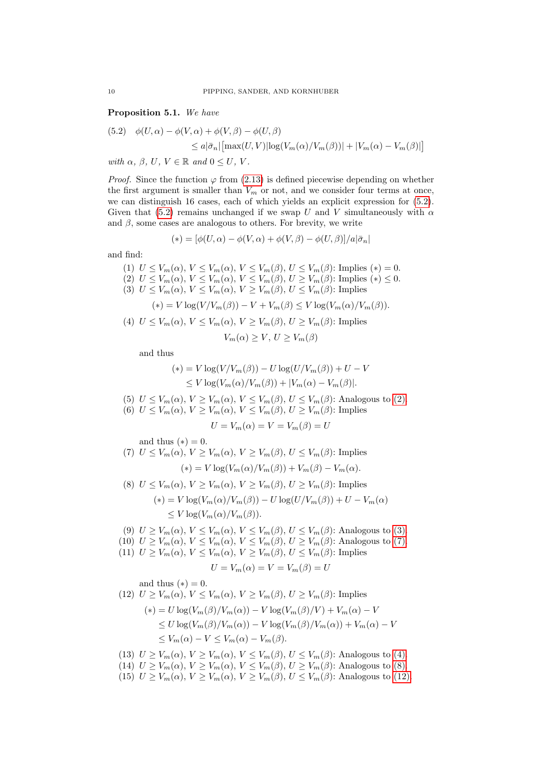**Proposition 5.1.** *We have*

$$\phi(U,\alpha) - \phi(V,\alpha) + \phi(V,\beta) - \phi(U,\beta) \leq a|\bar{\sigma}_n|\big[\max(U,V)|\log(V_m(\alpha)/V_m(\beta))| + |V_m(\alpha) - V_m(\beta)|\big] \tag{5.2}$$

*with* $\alpha$, $\beta$, $U$, $V \in \mathbb{R}$ *and* $0 \leq U$, $V$.

*Proof.* Since the function $\varphi$ from (2.13) is defined piecewise depending on whether the first argument is smaller than $V_m$ or not, and we consider four terms at once, we can distinguish 16 cases, each of which yields an explicit expression for (5.2). Given that (5.2) remains unchanged if we swap $U$ and $V$ simultaneously with $\alpha$ and $\beta$, some cases are analogous to others. For brevity, we write

$$(*) = [\phi(U,\alpha) - \phi(V,\alpha) + \phi(V,\beta) - \phi(U,\beta)]/a|\bar{\sigma}_n|$$

and find:

(1) $U \leq V_m(\alpha)$, $V \leq V_m(\alpha)$, $V \leq V_m(\beta)$, $U \leq V_m(\beta)$: Implies $(*) = 0$.

(2) $U \leq V_m(\alpha)$, $V \leq V_m(\alpha)$, $V \leq V_m(\beta)$, $U \geq V_m(\beta)$: Implies $(*) \leq 0$.

(3) $U \leq V_m(\alpha)$, $V \leq V_m(\alpha)$, $V \geq V_m(\beta)$, $U \leq V_m(\beta)$: Implies

$$(*) = V\log(V/V_m(\beta)) - V + V_m(\beta) \leq V\log(V_m(\alpha)/V_m(\beta)).$$

(4) $U \leq V_m(\alpha)$, $V \leq V_m(\alpha)$, $V \geq V_m(\beta)$, $U \geq V_m(\beta)$: Implies

$$V_m(\alpha) \geq V,\, U \geq V_m(\beta)$$

and thus

$$\begin{aligned}(*) &= V\log(V/V_m(\beta)) - U\log(U/V_m(\beta)) + U - V\\ &\leq V\log(V_m(\alpha)/V_m(\beta)) + |V_m(\alpha) - V_m(\beta)|.\end{aligned}$$

(5) $U \leq V_m(\alpha)$, $V \geq V_m(\alpha)$, $V \leq V_m(\beta)$, $U \leq V_m(\beta)$: Analogous to (2).

(6) $U \leq V_m(\alpha)$, $V \geq V_m(\alpha)$, $V \leq V_m(\beta)$, $U \geq V_m(\beta)$: Implies

$$U = V_m(\alpha) = V = V_m(\beta) = U$$

and thus $(*) = 0$.

(7) $U \leq V_m(\alpha)$, $V \geq V_m(\alpha)$, $V \geq V_m(\beta)$, $U \leq V_m(\beta)$: Implies

$$(*) = V\log(V_m(\alpha)/V_m(\beta)) + V_m(\beta) - V_m(\alpha).$$

(8) $U \leq V_m(\alpha)$, $V \geq V_m(\alpha)$, $V \geq V_m(\beta)$, $U \geq V_m(\beta)$: Implies

$$\begin{aligned}(*) &= V\log(V_m(\alpha)/V_m(\beta)) - U\log(U/V_m(\beta)) + U - V_m(\alpha)\\ &\leq V\log(V_m(\alpha)/V_m(\beta)).\end{aligned}$$

(9) $U \geq V_m(\alpha)$, $V \leq V_m(\alpha)$, $V \leq V_m(\beta)$, $U \leq V_m(\beta)$: Analogous to (3).

(10) $U \geq V_m(\alpha)$, $V \leq V_m(\alpha)$, $V \leq V_m(\beta)$, $U \geq V_m(\beta)$: Analogous to (7).

(11) $U \geq V_m(\alpha)$, $V \leq V_m(\alpha)$, $V \geq V_m(\beta)$, $U \leq V_m(\beta)$: Implies

$$U = V_m(\alpha) = V = V_m(\beta) = U$$

and thus $(*) = 0$.

(12) $U \geq V_m(\alpha)$, $V \leq V_m(\alpha)$, $V \geq V_m(\beta)$, $U \geq V_m(\beta)$: Implies

$$\begin{aligned}(*) &= U\log(V_m(\beta)/V_m(\alpha)) - V\log(V_m(\beta)/V) + V_m(\alpha) - V\\ &\leq U\log(V_m(\beta)/V_m(\alpha)) - V\log(V_m(\beta)/V_m(\alpha)) + V_m(\alpha) - V\\ &\leq V_m(\alpha) - V \leq V_m(\alpha) - V_m(\beta).\end{aligned}$$

(13) $U \geq V_m(\alpha)$, $V \geq V_m(\alpha)$, $V \leq V_m(\beta)$, $U \leq V_m(\beta)$: Analogous to (4).

(14) $U \geq V_m(\alpha)$, $V \geq V_m(\alpha)$, $V \leq V_m(\beta)$, $U \geq V_m(\beta)$: Analogous to (8).

(15) $U \geq V_m(\alpha)$, $V \geq V_m(\alpha)$, $V \geq V_m(\beta)$, $U \leq V_m(\beta)$: Analogous to (12).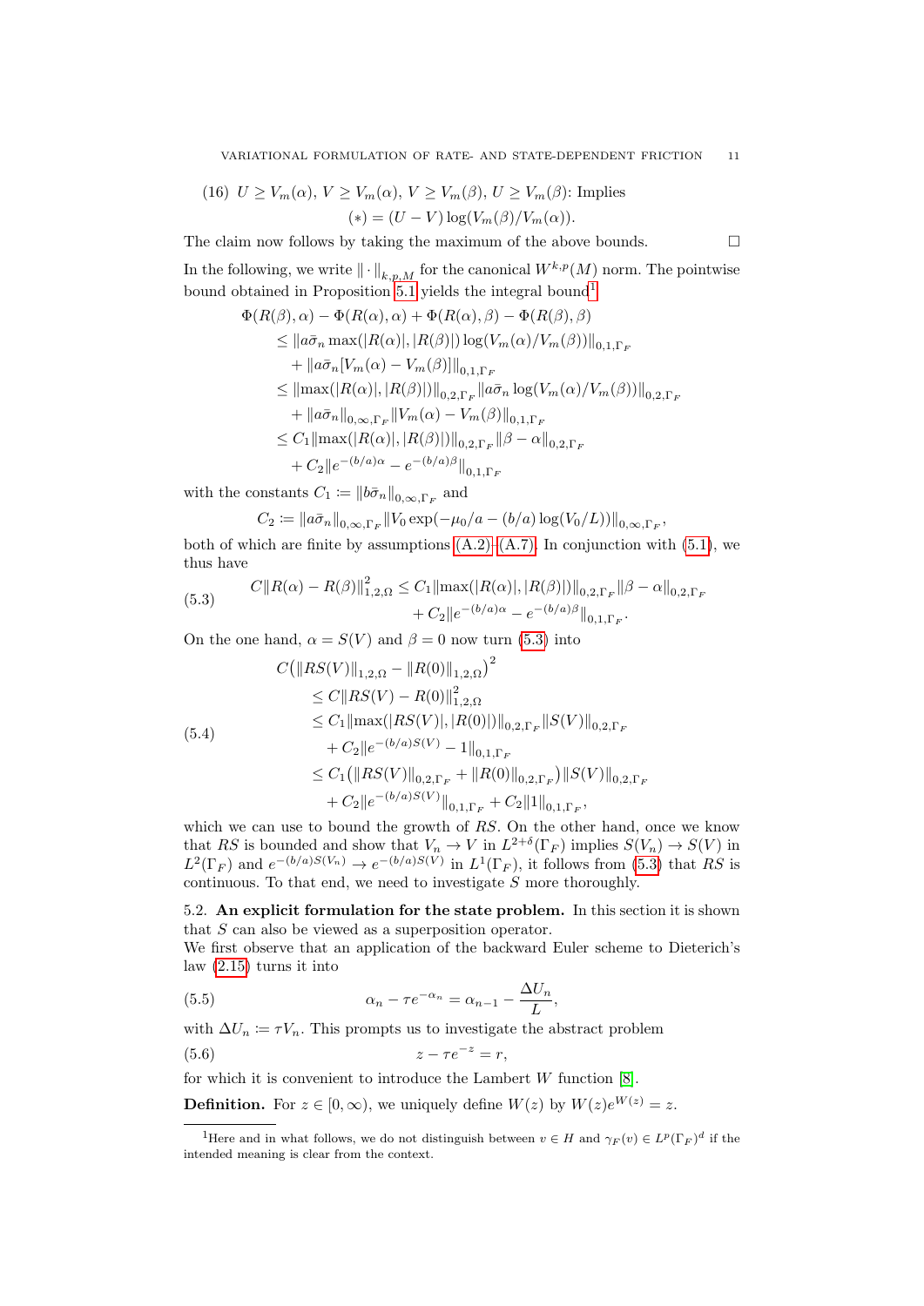(16) $U \geq V_m(\alpha)$, $V \geq V_m(\alpha)$, $V \geq V_m(\beta)$, $U \geq V_m(\beta)$: Implies

$$(*) = (U - V)\log(V_m(\beta)/V_m(\alpha)).$$

The claim now follows by taking the maximum of the above bounds. □

In the following, we write $\|\cdot\|_{k,p,M}$ for the canonical $W^{k,p}(M)$ norm. The pointwise bound obtained in Proposition 5.1 yields the integral bound[1]

$$\begin{aligned}
\Phi(R(\beta), \alpha) &- \Phi(R(\alpha), \alpha) + \Phi(R(\alpha), \beta) - \Phi(R(\beta), \beta) \\
&\leq \|a\bar{\sigma}_n \max(|R(\alpha)|, |R(\beta)|) \log(V_m(\alpha)/V_m(\beta))\|_{0,1,\Gamma_F} \\
&\quad + \|a\bar{\sigma}_n [V_m(\alpha) - V_m(\beta)]\|_{0,1,\Gamma_F} \\
&\leq \|\max(|R(\alpha)|, |R(\beta)|)\|_{0,2,\Gamma_F} \|a\bar{\sigma}_n \log(V_m(\alpha)/V_m(\beta))\|_{0,2,\Gamma_F} \\
&\quad + \|a\bar{\sigma}_n\|_{0,\infty,\Gamma_F} \|V_m(\alpha) - V_m(\beta)\|_{0,1,\Gamma_F} \\
&\leq C_1 \|\max(|R(\alpha)|, |R(\beta)|)\|_{0,2,\Gamma_F} \|\beta - \alpha\|_{0,2,\Gamma_F} \\
&\quad + C_2 \|e^{-(b/a)\alpha} - e^{-(b/a)\beta}\|_{0,1,\Gamma_F}
\end{aligned}$$

with the constants $C_1 := \|b\bar{\sigma}_n\|_{0,\infty,\Gamma_F}$ and

$$C_2 := \|a\bar{\sigma}_n\|_{0,\infty,\Gamma_F} \|V_0 \exp(-\mu_0/a - (b/a)\log(V_0/L))\|_{0,\infty,\Gamma_F},$$

both of which are finite by assumptions (A.2)–(A.7). In conjunction with (5.1), we thus have

$$\begin{aligned}
C\|R(\alpha) - R(\beta)\|_{1,2,\Omega}^2 \leq C_1 \|\max(|R(\alpha)|, |R(\beta)|)\|_{0,2,\Gamma_F} \|\beta - \alpha\|_{0,2,\Gamma_F} \\
+ C_2 \|e^{-(b/a)\alpha} - e^{-(b/a)\beta}\|_{0,1,\Gamma_F}.
\end{aligned} \tag{5.3}$$

On the one hand, $\alpha = S(V)$ and $\beta = 0$ now turn (5.3) into

$$\begin{aligned}
C\big(&\|RS(V)\|_{1,2,\Omega} - \|R(0)\|_{1,2,\Omega}\big)^2 \\
&\leq C\|RS(V) - R(0)\|_{1,2,\Omega}^2 \\
&\leq C_1 \|\max(|RS(V)|, |R(0)|)\|_{0,2,\Gamma_F} \|S(V)\|_{0,2,\Gamma_F} \\
&\quad + C_2 \|e^{-(b/a)S(V)} - 1\|_{0,1,\Gamma_F} \\
&\leq C_1 \big(\|RS(V)\|_{0,2,\Gamma_F} + \|R(0)\|_{0,2,\Gamma_F}\big) \|S(V)\|_{0,2,\Gamma_F} \\
&\quad + C_2 \|e^{-(b/a)S(V)}\|_{0,1,\Gamma_F} + C_2 \|1\|_{0,1,\Gamma_F},
\end{aligned} \tag{5.4}$$

which we can use to bound the growth of $RS$. On the other hand, once we know that $RS$ is bounded and show that $V_n \to V$ in $L^{2+\delta}(\Gamma_F)$ implies $S(V_n) \to S(V)$ in $L^2(\Gamma_F)$ and $e^{-(b/a)S(V_n)} \to e^{-(b/a)S(V)}$ in $L^1(\Gamma_F)$, it follows from (5.3) that $RS$ is continuous. To that end, we need to investigate $S$ more thoroughly.

## 5.2. An explicit formulation for the state problem.

In this section it is shown that $S$ can also be viewed as a superposition operator.

We first observe that an application of the backward Euler scheme to Dieterich's law (2.15) turns it into

$$\alpha_n - \tau e^{-\alpha_n} = \alpha_{n-1} - \frac{\Delta U_n}{L}, \tag{5.5}$$

with $\Delta U_n := \tau V_n$. This prompts us to investigate the abstract problem

$$z - \tau e^{-z} = r, \tag{5.6}$$

for which it is convenient to introduce the Lambert $W$ function [8].

**Definition.** For $z \in [0, \infty)$, we uniquely define $W(z)$ by $W(z)e^{W(z)} = z$.

[1] Here and in what follows, we do not distinguish between $v \in H$ and $\gamma_F(v) \in L^p(\Gamma_F)^d$ if the intended meaning is clear from the context.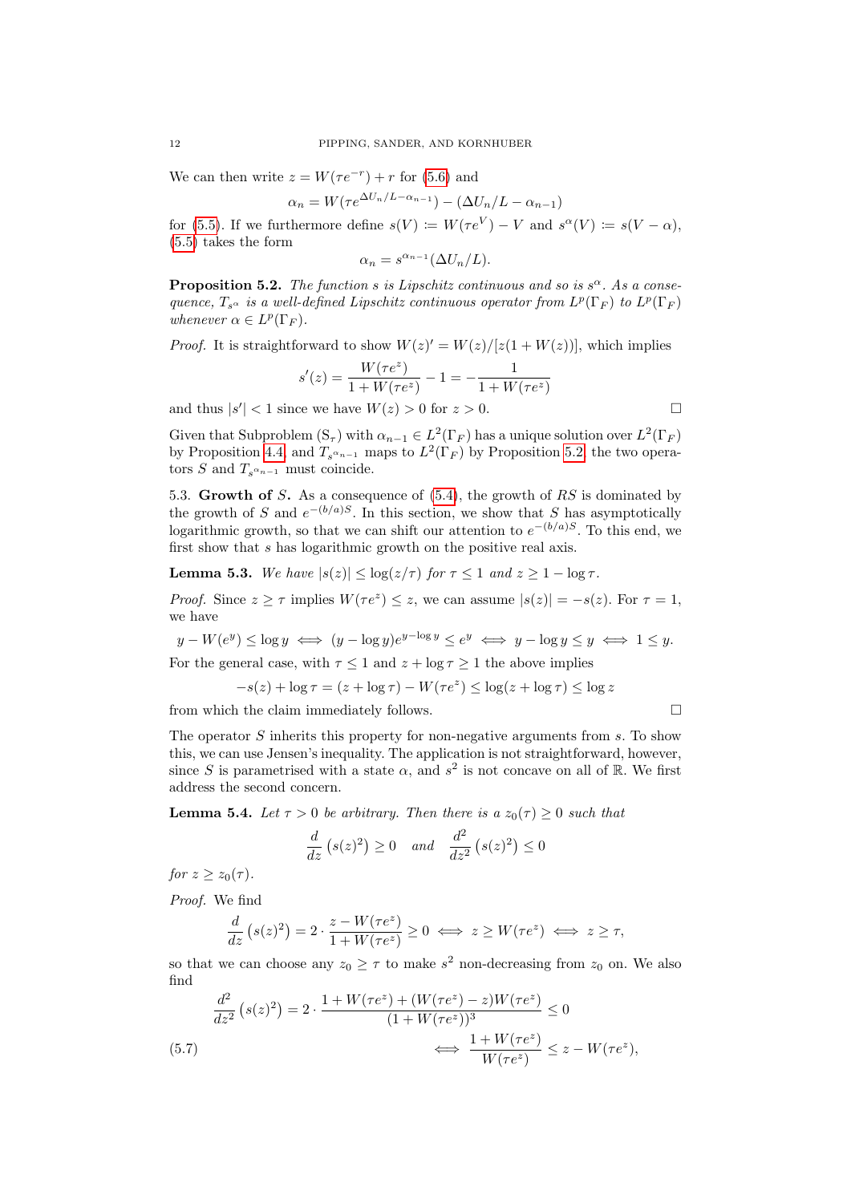We can then write $z = W(\tau e^{-r}) + r$ for (5.6) and

$$\alpha_n = W(\tau e^{\Delta U_n/L - \alpha_{n-1}}) - (\Delta U_n/L - \alpha_{n-1})$$

for (5.5). If we furthermore define $s(V) := W(\tau e^V) - V$ and $s^\alpha(V) := s(V - \alpha)$, (5.5) takes the form

$$\alpha_n = s^{\alpha_{n-1}}(\Delta U_n/L).$$

**Proposition 5.2.** *The function $s$ is Lipschitz continuous and so is $s^\alpha$. As a consequence, $T_{s^\alpha}$ is a well-defined Lipschitz continuous operator from $L^p(\Gamma_F)$ to $L^p(\Gamma_F)$ whenever $\alpha \in L^p(\Gamma_F)$.*

*Proof.* It is straightforward to show $W(z)' = W(z)/[z(1 + W(z))]$, which implies

$$s'(z) = \frac{W(\tau e^z)}{1 + W(\tau e^z)} - 1 = -\frac{1}{1 + W(\tau e^z)}$$

and thus $|s'| < 1$ since we have $W(z) > 0$ for $z > 0$. $\square$

Given that Subproblem ($\mathrm{S}_\tau$) with $\alpha_{n-1} \in L^2(\Gamma_F)$ has a unique solution over $L^2(\Gamma_F)$ by Proposition 4.4, and $T_{s^{\alpha_{n-1}}}$ maps to $L^2(\Gamma_F)$ by Proposition 5.2, the two operators $S$ and $T_{s^{\alpha_{n-1}}}$ must coincide.

5.3. **Growth of** $S$**.** As a consequence of (5.4), the growth of $RS$ is dominated by the growth of $S$ and $e^{-(b/a)S}$. In this section, we show that $S$ has asymptotically logarithmic growth, so that we can shift our attention to $e^{-(b/a)S}$. To this end, we first show that $s$ has logarithmic growth on the positive real axis.

**Lemma 5.3.** *We have $|s(z)| \leq \log(z/\tau)$ for $\tau \leq 1$ and $z \geq 1 - \log \tau$.*

*Proof.* Since $z \geq \tau$ implies $W(\tau e^z) \leq z$, we can assume $|s(z)| = -s(z)$. For $\tau = 1$, we have

$$y - W(e^y) \leq \log y \iff (y - \log y)e^{y - \log y} \leq e^y \iff y - \log y \leq y \iff 1 \leq y.$$

For the general case, with $\tau \leq 1$ and $z + \log \tau \geq 1$ the above implies

$$-s(z) + \log \tau = (z + \log \tau) - W(\tau e^z) \leq \log(z + \log \tau) \leq \log z$$

from which the claim immediately follows. $\square$

The operator $S$ inherits this property for non-negative arguments from $s$. To show this, we can use Jensen's inequality. The application is not straightforward, however, since $S$ is parametrised with a state $\alpha$, and $s^2$ is not concave on all of $\mathbb{R}$. We first address the second concern.

**Lemma 5.4.** *Let $\tau > 0$ be arbitrary. Then there is a $z_0(\tau) \geq 0$ such that*

$$\frac{d}{dz}\left(s(z)^2\right) \geq 0 \quad \text{and} \quad \frac{d^2}{dz^2}\left(s(z)^2\right) \leq 0$$

*for $z \geq z_0(\tau)$.*

*Proof.* We find

$$\frac{d}{dz}\left(s(z)^2\right) = 2 \cdot \frac{z - W(\tau e^z)}{1 + W(\tau e^z)} \geq 0 \iff z \geq W(\tau e^z) \iff z \geq \tau,$$

so that we can choose any $z_0 \geq \tau$ to make $s^2$ non-decreasing from $z_0$ on. We also find

$$\frac{d^2}{dz^2}\left(s(z)^2\right) = 2 \cdot \frac{1 + W(\tau e^z) + (W(\tau e^z) - z)W(\tau e^z)}{(1 + W(\tau e^z))^3} \leq 0$$

$$\iff \frac{1 + W(\tau e^z)}{W(\tau e^z)} \leq z - W(\tau e^z), \tag{5.7}$$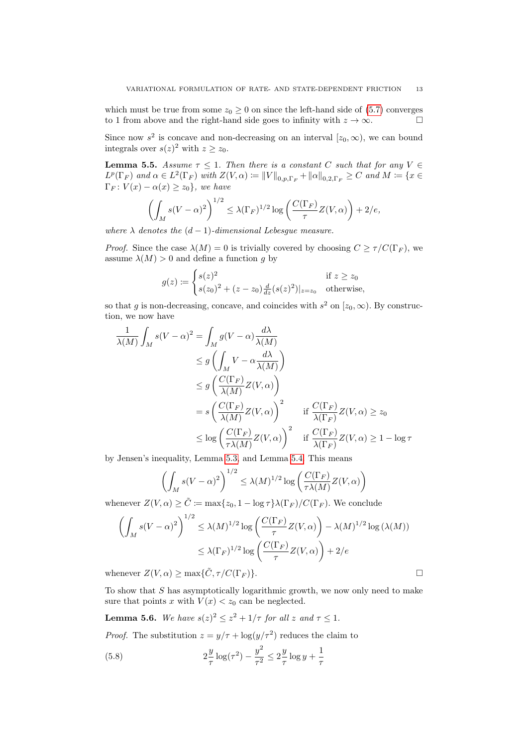which must be true from some $z_0 \geq 0$ on since the left-hand side of (5.7) converges to 1 from above and the right-hand side goes to infinity with $z \to \infty$. $\square$

Since now $s^2$ is concave and non-decreasing on an interval $[z_0, \infty)$, we can bound integrals over $s(z)^2$ with $z \geq z_0$.

**Lemma 5.5.** *Assume $\tau \leq 1$. Then there is a constant $C$ such that for any $V \in L^p(\Gamma_F)$ and $\alpha \in L^2(\Gamma_F)$ with $Z(V, \alpha) := \|V\|_{0,p,\Gamma_F} + \|\alpha\|_{0,2,\Gamma_F} \geq C$ and $M := \{x \in \Gamma_F : V(x) - \alpha(x) \geq z_0\}$, we have*

$$\left( \int_M s(V - \alpha)^2 \right)^{1/2} \leq \lambda(\Gamma_F)^{1/2} \log \left( \frac{C(\Gamma_F)}{\tau} Z(V, \alpha) \right) + 2/e,$$

*where $\lambda$ denotes the $(d-1)$-dimensional Lebesgue measure.*

*Proof.* Since the case $\lambda(M) = 0$ is trivially covered by choosing $C \geq \tau / C(\Gamma_F)$, we assume $\lambda(M) > 0$ and define a function $g$ by

$$g(z) := \begin{cases} s(z)^2 & \text{if } z \geq z_0 \\ s(z_0)^2 + (z - z_0) \frac{d}{dz}(s(z)^2)|_{z = z_0} & \text{otherwise,} \end{cases}$$

so that $g$ is non-decreasing, concave, and coincides with $s^2$ on $[z_0, \infty)$. By construction, we now have

$$\begin{aligned}
\frac{1}{\lambda(M)} \int_M s(V - \alpha)^2 &= \int_M g(V - \alpha) \frac{d\lambda}{\lambda(M)} \\
&\leq g\left( \int_M V - \alpha \frac{d\lambda}{\lambda(M)} \right) \\
&\leq g\left( \frac{C(\Gamma_F)}{\lambda(M)} Z(V, \alpha) \right) \\
&= s\left( \frac{C(\Gamma_F)}{\lambda(M)} Z(V, \alpha) \right)^2 \qquad \text{if } \frac{C(\Gamma_F)}{\lambda(\Gamma_F)} Z(V, \alpha) \geq z_0 \\
&\leq \log\left( \frac{C(\Gamma_F)}{\tau \lambda(M)} Z(V, \alpha) \right)^2 \quad \text{if } \frac{C(\Gamma_F)}{\lambda(\Gamma_F)} Z(V, \alpha) \geq 1 - \log \tau
\end{aligned}$$

by Jensen's inequality, Lemma 5.3, and Lemma 5.4. This means

$$\left( \int_M s(V - \alpha)^2 \right)^{1/2} \leq \lambda(M)^{1/2} \log\left( \frac{C(\Gamma_F)}{\tau \lambda(M)} Z(V, \alpha) \right)$$

whenever $Z(V, \alpha) \geq \tilde{C} := \max\{z_0, 1 - \log \tau\} \lambda(\Gamma_F) / C(\Gamma_F)$. We conclude

$$\begin{aligned}
\left( \int_M s(V - \alpha)^2 \right)^{1/2} &\leq \lambda(M)^{1/2} \log\left( \frac{C(\Gamma_F)}{\tau} Z(V, \alpha) \right) - \lambda(M)^{1/2} \log(\lambda(M)) \\
&\leq \lambda(\Gamma_F)^{1/2} \log\left( \frac{C(\Gamma_F)}{\tau} Z(V, \alpha) \right) + 2/e
\end{aligned}$$

whenever $Z(V, \alpha) \geq \max\{\tilde{C}, \tau / C(\Gamma_F)\}$. $\square$

To show that $S$ has asymptotically logarithmic growth, we now only need to make sure that points $x$ with $V(x) < z_0$ can be neglected.

**Lemma 5.6.** *We have $s(z)^2 \leq z^2 + 1/\tau$ for all $z$ and $\tau \leq 1$.*

*Proof.* The substitution $z = y/\tau + \log(y/\tau^2)$ reduces the claim to

$$2\frac{y}{\tau} \log(\tau^2) - \frac{y^2}{\tau^2} \leq 2\frac{y}{\tau} \log y + \frac{1}{\tau} \tag{5.8}$$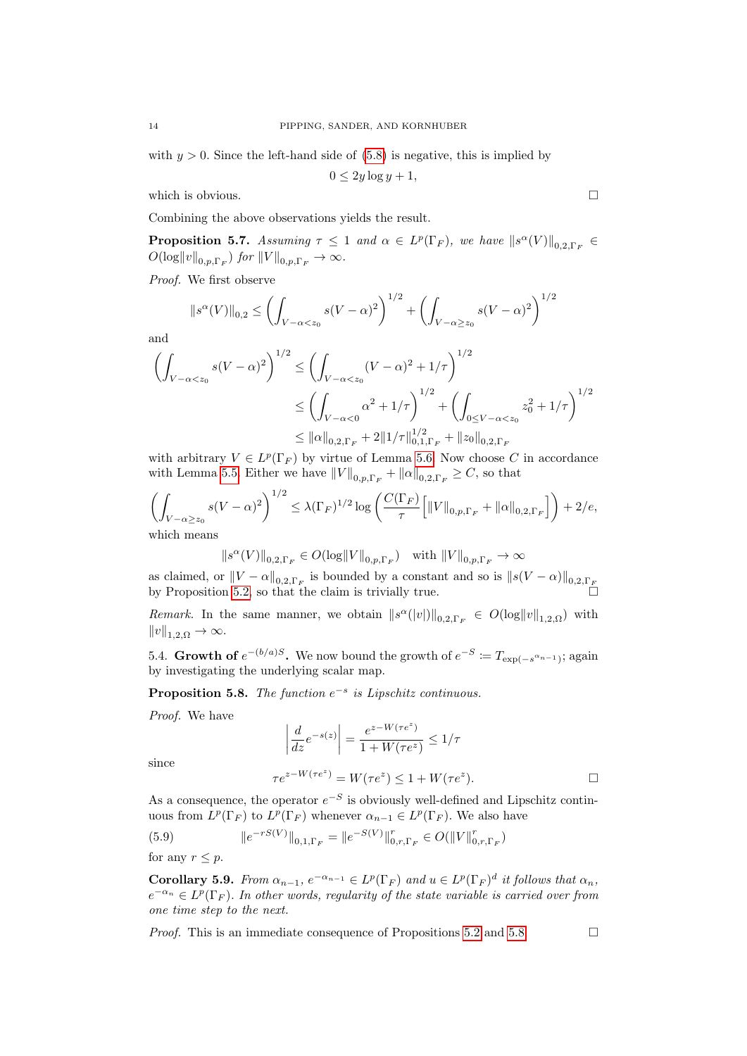with $y > 0$. Since the left-hand side of (5.8) is negative, this is implied by

$$0 \leq 2y \log y + 1,$$

which is obvious. $\square$

Combining the above observations yields the result.

**Proposition 5.7.** *Assuming $\tau \leq 1$ and $\alpha \in L^p(\Gamma_F)$, we have $\|s^\alpha(V)\|_{0,2,\Gamma_F} \in O(\log\|v\|_{0,p,\Gamma_F})$ for $\|V\|_{0,p,\Gamma_F} \to \infty$.*

*Proof.* We first observe

$$\|s^\alpha(V)\|_{0,2} \leq \left(\int_{V-\alpha<z_0} s(V-\alpha)^2\right)^{1/2} + \left(\int_{V-\alpha\geq z_0} s(V-\alpha)^2\right)^{1/2}$$

and

$$\begin{aligned}
\left(\int_{V-\alpha<z_0} s(V-\alpha)^2\right)^{1/2} &\leq \left(\int_{V-\alpha<z_0} (V-\alpha)^2 + 1/\tau\right)^{1/2} \\
&\leq \left(\int_{V-\alpha<0} \alpha^2 + 1/\tau\right)^{1/2} + \left(\int_{0\leq V-\alpha<z_0} z_0^2 + 1/\tau\right)^{1/2} \\
&\leq \|\alpha\|_{0,2,\Gamma_F} + 2\|1/\tau\|_{0,1,\Gamma_F}^{1/2} + \|z_0\|_{0,2,\Gamma_F}
\end{aligned}$$

with arbitrary $V \in L^p(\Gamma_F)$ by virtue of Lemma 5.6. Now choose $C$ in accordance with Lemma 5.5. Either we have $\|V\|_{0,p,\Gamma_F} + \|\alpha\|_{0,2,\Gamma_F} \geq C$, so that

$$\left(\int_{V-\alpha\geq z_0} s(V-\alpha)^2\right)^{1/2} \leq \lambda(\Gamma_F)^{1/2} \log\left(\frac{C(\Gamma_F)}{\tau}\left[\|V\|_{0,p,\Gamma_F} + \|\alpha\|_{0,2,\Gamma_F}\right]\right) + 2/e,$$

which means

$$\|s^\alpha(V)\|_{0,2,\Gamma_F} \in O(\log\|V\|_{0,p,\Gamma_F}) \quad \text{with } \|V\|_{0,p,\Gamma_F} \to \infty$$

as claimed, or $\|V-\alpha\|_{0,2,\Gamma_F}$ is bounded by a constant and so is $\|s(V-\alpha)\|_{0,2,\Gamma_F}$ by Proposition 5.2, so that the claim is trivially true. $\square$

*Remark.* In the same manner, we obtain $\|s^\alpha(|v|)\|_{0,2,\Gamma_F} \in O(\log\|v\|_{1,2,\Omega})$ with $\|v\|_{1,2,\Omega} \to \infty$.

5.4. **Growth of $e^{-(b/a)S}$.** We now bound the growth of $e^{-S} := T_{\exp(-s^{\alpha_{n-1}})}$; again by investigating the underlying scalar map.

**Proposition 5.8.** *The function $e^{-s}$ is Lipschitz continuous.*

*Proof.* We have

$$\left|\frac{d}{dz}e^{-s(z)}\right| = \frac{e^{z-W(\tau e^z)}}{1+W(\tau e^z)} \leq 1/\tau$$

since

$$\tau e^{z-W(\tau e^z)} = W(\tau e^z) \leq 1 + W(\tau e^z). \qquad \square$$

As a consequence, the operator $e^{-S}$ is obviously well-defined and Lipschitz continuous from $L^p(\Gamma_F)$ to $L^p(\Gamma_F)$ whenever $\alpha_{n-1} \in L^p(\Gamma_F)$. We also have

$$\|e^{-rS(V)}\|_{0,1,\Gamma_F} = \|e^{-S(V)}\|_{0,r,\Gamma_F}^r \in O(\|V\|_{0,r,\Gamma_F}^r) \tag{5.9}$$

for any $r \leq p$.

**Corollary 5.9.** *From $\alpha_{n-1}$, $e^{-\alpha_{n-1}} \in L^p(\Gamma_F)$ and $u \in L^p(\Gamma_F)^d$ it follows that $\alpha_n$, $e^{-\alpha_n} \in L^p(\Gamma_F)$. In other words, regularity of the state variable is carried over from one time step to the next.*

*Proof.* This is an immediate consequence of Propositions 5.2 and 5.8. $\square$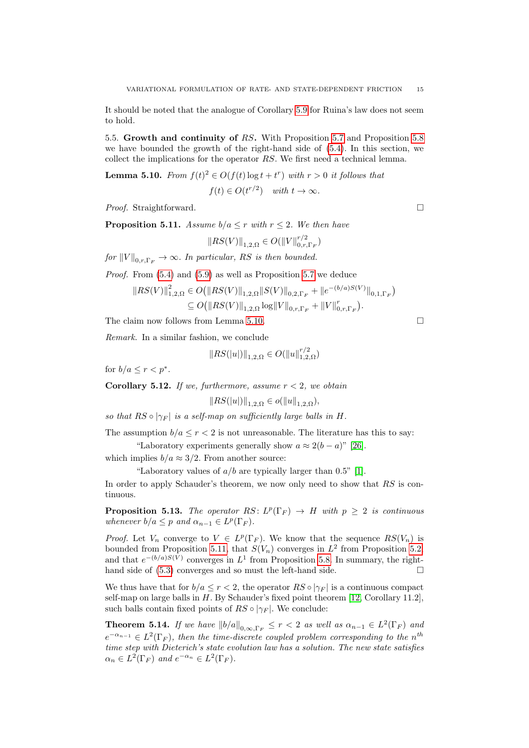It should be noted that the analogue of Corollary 5.9 for Ruina's law does not seem to hold.

5.5. **Growth and continuity of** $RS$**.** With Proposition 5.7 and Proposition 5.8 we have bounded the growth of the right-hand side of (5.4). In this section, we collect the implications for the operator $RS$. We first need a technical lemma.

**Lemma 5.10.** *From $f(t)^2 \in O(f(t)\log t + t^r)$ with $r > 0$ it follows that*

$$f(t) \in O(t^{r/2}) \quad \text{with } t \to \infty.$$

*Proof.* Straightforward. □

**Proposition 5.11.** *Assume $b/a \le r$ with $r \le 2$. We then have*

$$\|RS(V)\|_{1,2,\Omega} \in O(\|V\|_{0,r,\Gamma_F}^{r/2})$$

*for $\|V\|_{0,r,\Gamma_F} \to \infty$. In particular, $RS$ is then bounded.*

*Proof.* From (5.4) and (5.9) as well as Proposition 5.7 we deduce

$$\begin{aligned}
\|RS(V)\|_{1,2,\Omega}^2 &\in O\big(\|RS(V)\|_{1,2,\Omega}\|S(V)\|_{0,2,\Gamma_F} + \|e^{-(b/a)S(V)}\|_{0,1,\Gamma_F}\big) \\
&\subseteq O\big(\|RS(V)\|_{1,2,\Omega}\log\|V\|_{0,r,\Gamma_F} + \|V\|_{0,r,\Gamma_F}^{r}\big).
\end{aligned}$$

The claim now follows from Lemma 5.10. □

*Remark.* In a similar fashion, we conclude

$$\|RS(|u|)\|_{1,2,\Omega} \in O(\|u\|_{1,2,\Omega}^{r/2})$$

for $b/a \le r < p^*$.

**Corollary 5.12.** *If we, furthermore, assume $r < 2$, we obtain*

$$\|RS(|u|)\|_{1,2,\Omega} \in o(\|u\|_{1,2,\Omega}),$$

*so that $RS \circ |\gamma_F|$ is a self-map on sufficiently large balls in $H$.*

The assumption $b/a \le r < 2$ is not unreasonable. The literature has this to say:

> "Laboratory experiments generally show $a \approx 2(b-a)$" [26].

which implies $b/a \approx 3/2$. From another source:

> "Laboratory values of $a/b$ are typically larger than 0.5" [1].

In order to apply Schauder's theorem, we now only need to show that $RS$ is continuous.

**Proposition 5.13.** *The operator $RS\colon L^p(\Gamma_F) \to H$ with $p \ge 2$ is continuous whenever $b/a \le p$ and $\alpha_{n-1} \in L^p(\Gamma_F)$.*

*Proof.* Let $V_n$ converge to $V \in L^p(\Gamma_F)$. We know that the sequence $RS(V_n)$ is bounded from Proposition 5.11, that $S(V_n)$ converges in $L^2$ from Proposition 5.2, and that $e^{-(b/a)S(V)}$ converges in $L^1$ from Proposition 5.8. In summary, the right-hand side of (5.3) converges and so must the left-hand side. □

We thus have that for $b/a \le r < 2$, the operator $RS \circ |\gamma_F|$ is a continuous compact self-map on large balls in $H$. By Schauder's fixed point theorem [12, Corollary 11.2], such balls contain fixed points of $RS \circ |\gamma_F|$. We conclude:

**Theorem 5.14.** *If we have $\|b/a\|_{0,\infty,\Gamma_F} \le r < 2$ as well as $\alpha_{n-1} \in L^2(\Gamma_F)$ and $e^{-\alpha_{n-1}} \in L^2(\Gamma_F)$, then the time-discrete coupled problem corresponding to the $n^{th}$ time step with Dieterich's state evolution law has a solution. The new state satisfies $\alpha_n \in L^2(\Gamma_F)$ and $e^{-\alpha_n} \in L^2(\Gamma_F)$.*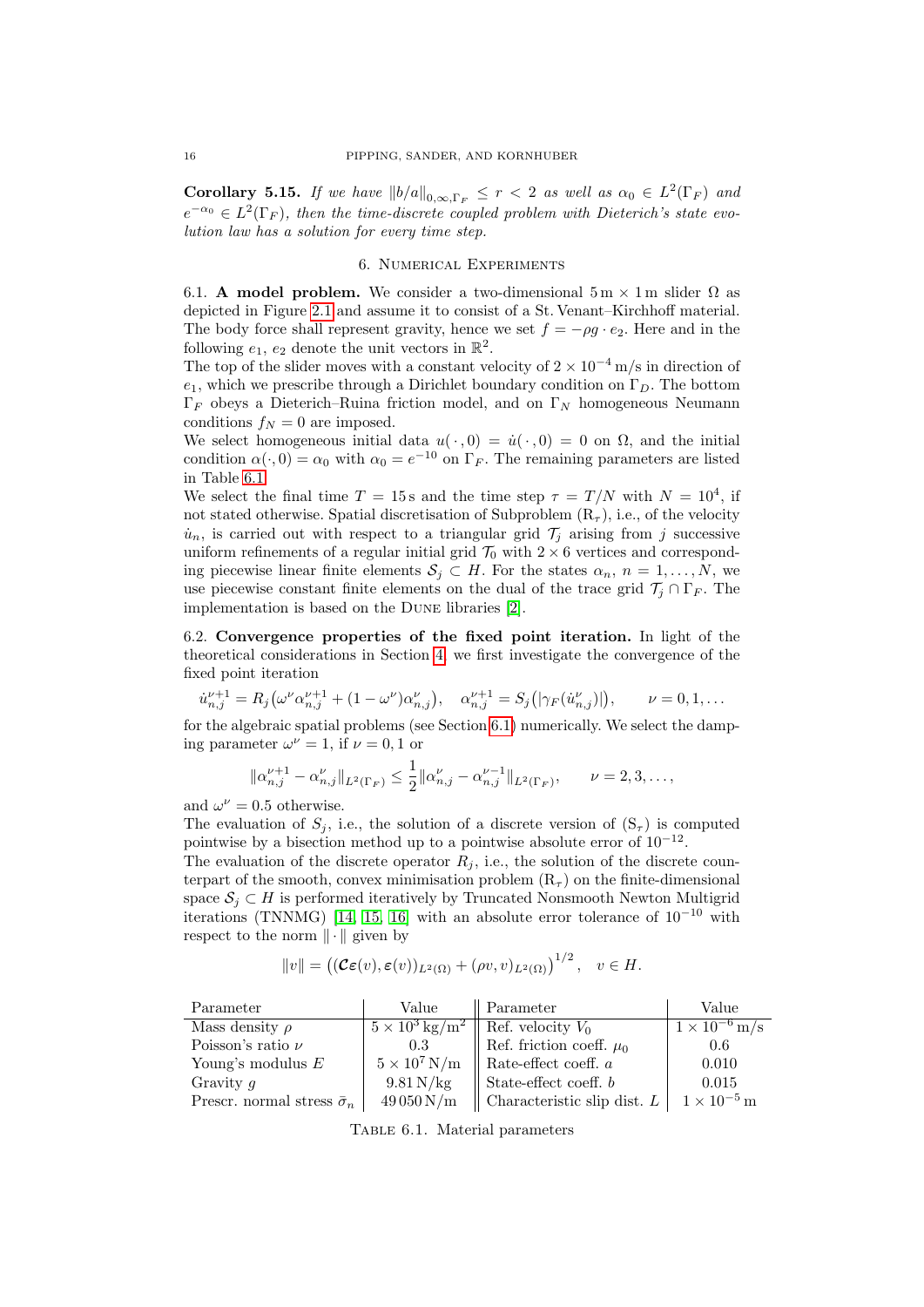**Corollary 5.15.** *If we have $\|b/a\|_{0,\infty,\Gamma_F} \leq r < 2$ as well as $\alpha_0 \in L^2(\Gamma_F)$ and $e^{-\alpha_0} \in L^2(\Gamma_F)$, then the time-discrete coupled problem with Dieterich's state evolution law has a solution for every time step.*

## 6. Numerical Experiments

6.1. **A model problem.** We consider a two-dimensional $5\,\mathrm{m} \times 1\,\mathrm{m}$ slider $\Omega$ as depicted in Figure 2.1 and assume it to consist of a St. Venant–Kirchhoff material. The body force shall represent gravity, hence we set $f = -\rho g \cdot e_2$. Here and in the following $e_1$, $e_2$ denote the unit vectors in $\mathbb{R}^2$.
The top of the slider moves with a constant velocity of $2 \times 10^{-4}\,\mathrm{m/s}$ in direction of $e_1$, which we prescribe through a Dirichlet boundary condition on $\Gamma_D$. The bottom $\Gamma_F$ obeys a Dieterich–Ruina friction model, and on $\Gamma_N$ homogeneous Neumann conditions $f_N = 0$ are imposed.
We select homogeneous initial data $u(\cdot, 0) = \dot{u}(\cdot, 0) = 0$ on $\Omega$, and the initial condition $\alpha(\cdot, 0) = \alpha_0$ with $\alpha_0 = e^{-10}$ on $\Gamma_F$. The remaining parameters are listed in Table 6.1.
We select the final time $T = 15\,\mathrm{s}$ and the time step $\tau = T/N$ with $N = 10^4$, if not stated otherwise. Spatial discretisation of Subproblem $(\mathrm{R}_\tau)$, i.e., of the velocity $\dot{u}_n$, is carried out with respect to a triangular grid $\mathcal{T}_j$ arising from $j$ successive uniform refinements of a regular initial grid $\mathcal{T}_0$ with $2 \times 6$ vertices and corresponding piecewise linear finite elements $\mathcal{S}_j \subset H$. For the states $\alpha_n$, $n = 1, \ldots, N$, we use piecewise constant finite elements on the dual of the trace grid $\mathcal{T}_j \cap \Gamma_F$. The implementation is based on the Dune libraries [2].

6.2. **Convergence properties of the fixed point iteration.** In light of the theoretical considerations in Section 4, we first investigate the convergence of the fixed point iteration

$$\dot{u}_{n,j}^{\nu+1} = R_j\big(\omega^\nu \alpha_{n,j}^{\nu+1} + (1 - \omega^\nu)\alpha_{n,j}^{\nu}\big), \quad \alpha_{n,j}^{\nu+1} = S_j\big(|\gamma_F(\dot{u}_{n,j}^{\nu})|\big), \qquad \nu = 0, 1, \ldots$$

for the algebraic spatial problems (see Section 6.1) numerically. We select the damping parameter $\omega^\nu = 1$, if $\nu = 0, 1$ or

$$\|\alpha_{n,j}^{\nu+1} - \alpha_{n,j}^{\nu}\|_{L^2(\Gamma_F)} \leq \frac{1}{2}\|\alpha_{n,j}^{\nu} - \alpha_{n,j}^{\nu-1}\|_{L^2(\Gamma_F)}, \qquad \nu = 2, 3, \ldots,$$

and $\omega^\nu = 0.5$ otherwise.
The evaluation of $S_j$, i.e., the solution of a discrete version of $(\mathrm{S}_\tau)$ is computed pointwise by a bisection method up to a pointwise absolute error of $10^{-12}$.
The evaluation of the discrete operator $R_j$, i.e., the solution of the discrete counterpart of the smooth, convex minimisation problem $(\mathrm{R}_\tau)$ on the finite-dimensional space $\mathcal{S}_j \subset H$ is performed iteratively by Truncated Nonsmooth Newton Multigrid iterations (TNNMG) [14, 15, 16] with an absolute error tolerance of $10^{-10}$ with respect to the norm $\|\cdot\|$ given by

$$\|v\| = \big((\mathcal{C}\varepsilon(v), \varepsilon(v))_{L^2(\Omega)} + (\rho v, v)_{L^2(\Omega)}\big)^{1/2}, \quad v \in H.$$

| Parameter | Value | Parameter | Value |
|---|---|---|---|
| Mass density $\rho$ | $5 \times 10^3\,\mathrm{kg/m^2}$ | Ref. velocity $V_0$ | $1 \times 10^{-6}\,\mathrm{m/s}$ |
| Poisson's ratio $\nu$ | 0.3 | Ref. friction coeff. $\mu_0$ | 0.6 |
| Young's modulus $E$ | $5 \times 10^7\,\mathrm{N/m}$ | Rate-effect coeff. $a$ | 0.010 |
| Gravity $g$ | $9.81\,\mathrm{N/kg}$ | State-effect coeff. $b$ | 0.015 |
| Prescr. normal stress $\bar{\sigma}_n$ | $49\,050\,\mathrm{N/m}$ | Characteristic slip dist. $L$ | $1 \times 10^{-5}\,\mathrm{m}$ |

Table 6.1. Material parameters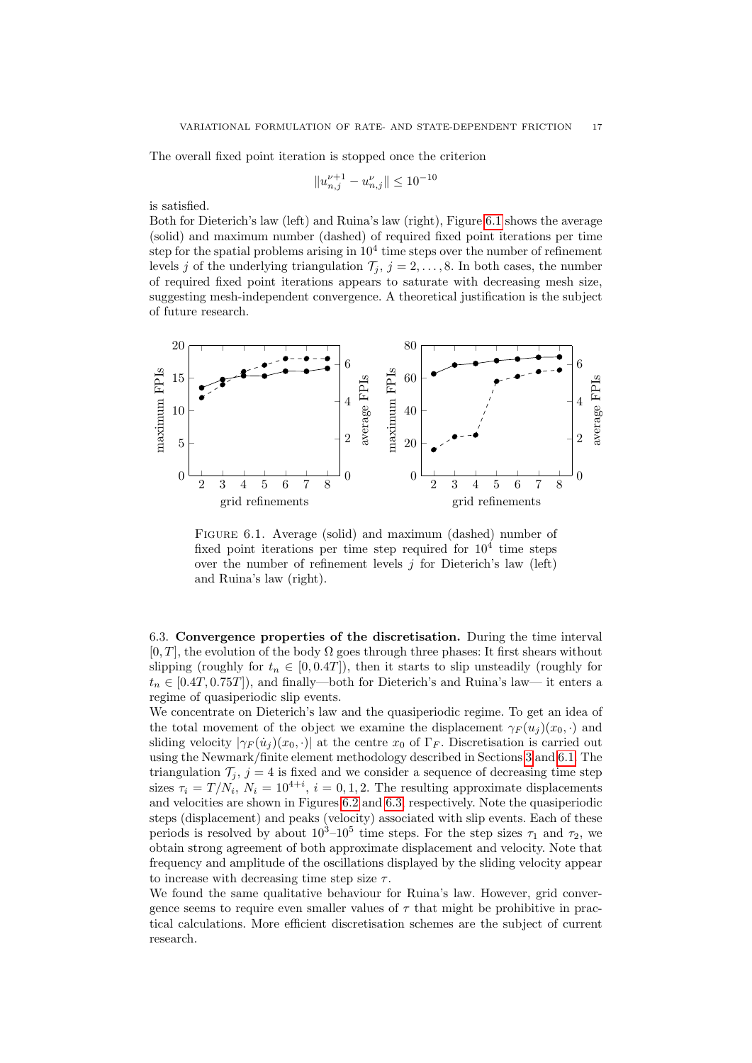The overall fixed point iteration is stopped once the criterion

$$\|u_{n,j}^{\nu+1} - u_{n,j}^{\nu}\| \le 10^{-10}$$

is satisfied.

Both for Dieterich's law (left) and Ruina's law (right), Figure 6.1 shows the average (solid) and maximum number (dashed) of required fixed point iterations per time step for the spatial problems arising in $10^4$ time steps over the number of refinement levels $j$ of the underlying triangulation $\mathcal{T}_j$, $j = 2, \ldots, 8$. In both cases, the number of required fixed point iterations appears to saturate with decreasing mesh size, suggesting mesh-independent convergence. A theoretical justification is the subject of future research.

Figure 6.1. Average (solid) and maximum (dashed) number of fixed point iterations per time step required for $10^4$ time steps over the number of refinement levels $j$ for Dieterich's law (left) and Ruina's law (right).

6.3. **Convergence properties of the discretisation.** During the time interval $[0, T]$, the evolution of the body $\Omega$ goes through three phases: It first shears without slipping (roughly for $t_n \in [0, 0.4T]$), then it starts to slip unsteadily (roughly for $t_n \in [0.4T, 0.75T]$), and finally—both for Dieterich's and Ruina's law— it enters a regime of quasiperiodic slip events.

We concentrate on Dieterich's law and the quasiperiodic regime. To get an idea of the total movement of the object we examine the displacement $\gamma_F(u_j)(x_0, \cdot)$ and sliding velocity $|\gamma_F(\dot{u}_j)(x_0, \cdot)|$ at the centre $x_0$ of $\Gamma_F$. Discretisation is carried out using the Newmark/finite element methodology described in Sections 3 and 6.1. The triangulation $\mathcal{T}_j$, $j = 4$ is fixed and we consider a sequence of decreasing time step sizes $\tau_i = T/N_i$, $N_i = 10^{4+i}$, $i = 0, 1, 2$. The resulting approximate displacements and velocities are shown in Figures 6.2 and 6.3, respectively. Note the quasiperiodic steps (displacement) and peaks (velocity) associated with slip events. Each of these periods is resolved by about $10^3$–$10^5$ time steps. For the step sizes $\tau_1$ and $\tau_2$, we obtain strong agreement of both approximate displacement and velocity. Note that frequency and amplitude of the oscillations displayed by the sliding velocity appear to increase with decreasing time step size $\tau$.

We found the same qualitative behaviour for Ruina's law. However, grid convergence seems to require even smaller values of $\tau$ that might be prohibitive in practical calculations. More efficient discretisation schemes are the subject of current research.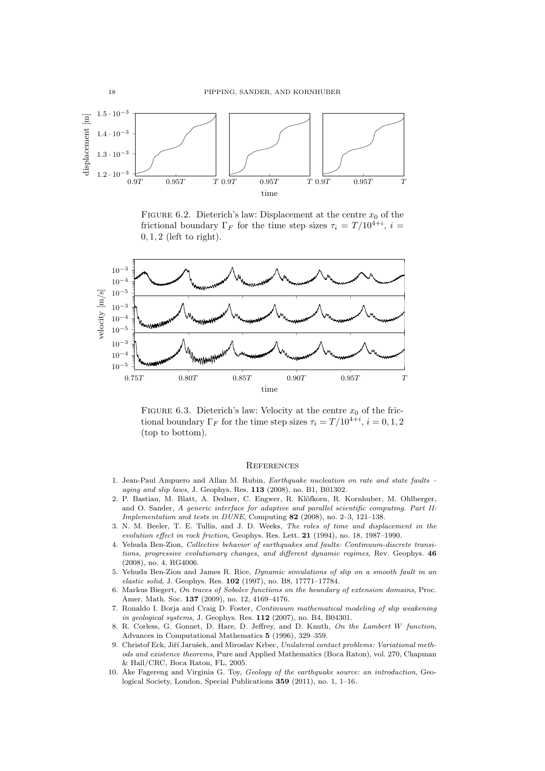FIGURE 6.2. Dieterich's law: Displacement at the centre $x_0$ of the frictional boundary $\Gamma_F$ for the time step sizes $\tau_i = T/10^{4+i}$, $i = 0, 1, 2$ (left to right).

FIGURE 6.3. Dieterich's law: Velocity at the centre $x_0$ of the frictional boundary $\Gamma_F$ for the time step sizes $\tau_i = T/10^{4+i}$, $i = 0, 1, 2$ (top to bottom).

## References

1. Jean-Paul Ampuero and Allan M. Rubin, *Earthquake nucleation on rate and state faults – aging and slip laws*, J. Geophys. Res. **113** (2008), no. B1, B01302.
2. P. Bastian, M. Blatt, A. Dedner, C. Engwer, R. Klöfkorn, R. Kornhuber, M. Ohlberger, and O. Sander, *A generic interface for adaptive and parallel scientific computing. Part II: Implementation and tests in DUNE*, Computing **82** (2008), no. 2–3, 121–138.
3. N. M. Beeler, T. E. Tullis, and J. D. Weeks, *The roles of time and displacement in the evolution effect in rock friction*, Geophys. Res. Lett. **21** (1994), no. 18, 1987–1990.
4. Yehuda Ben-Zion, *Collective behavior of earthquakes and faults: Continuum-discrete transitions, progressive evolutionary changes, and different dynamic regimes*, Rev. Geophys. **46** (2008), no. 4, RG4006.
5. Yehuda Ben-Zion and James R. Rice, *Dynamic simulations of slip on a smooth fault in an elastic solid*, J. Geophys. Res. **102** (1997), no. B8, 17771–17784.
6. Markus Biegert, *On traces of Sobolev functions on the boundary of extension domains*, Proc. Amer. Math. Soc. **137** (2009), no. 12, 4169–4176.
7. Ronaldo I. Borja and Craig D. Foster, *Continuum mathematical modeling of slip weakening in geological systems*, J. Geophys. Res. **112** (2007), no. B4, B04301.
8. R. Corless, G. Gonnet, D. Hare, D. Jeffrey, and D. Knuth, *On the Lambert W function*, Advances in Computational Mathematics **5** (1996), 329–359.
9. Christof Eck, Jiří Jarušek, and Miroslav Krbec, *Unilateral contact problems: Variational methods and existence theorems*, Pure and Applied Mathematics (Boca Raton), vol. 270, Chapman & Hall/CRC, Boca Raton, FL, 2005.
10. Åke Fagereng and Virginia G. Toy, *Geology of the earthquake source: an introduction*, Geological Society, London, Special Publications **359** (2011), no. 1, 1–16.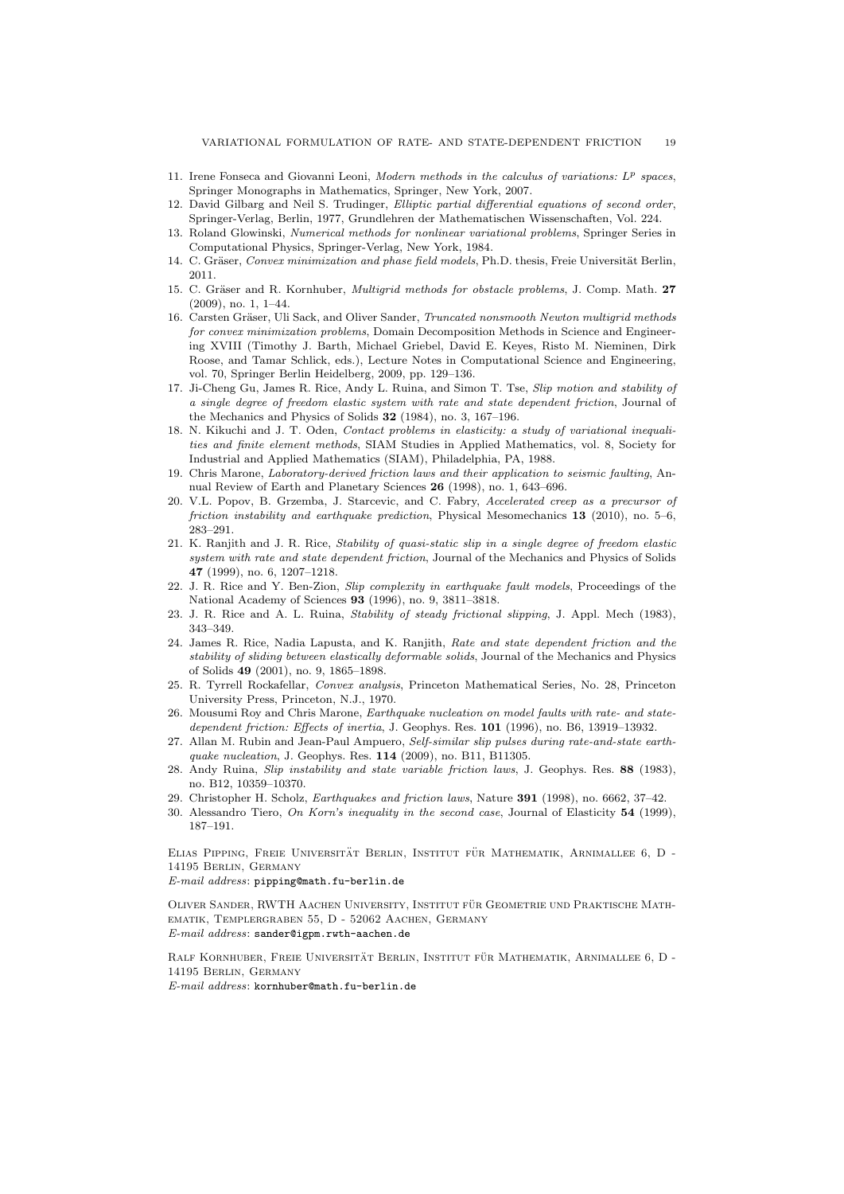11. Irene Fonseca and Giovanni Leoni, *Modern methods in the calculus of variations: $L^p$ spaces*, Springer Monographs in Mathematics, Springer, New York, 2007.
12. David Gilbarg and Neil S. Trudinger, *Elliptic partial differential equations of second order*, Springer-Verlag, Berlin, 1977, Grundlehren der Mathematischen Wissenschaften, Vol. 224.
13. Roland Glowinski, *Numerical methods for nonlinear variational problems*, Springer Series in Computational Physics, Springer-Verlag, New York, 1984.
14. C. Gräser, *Convex minimization and phase field models*, Ph.D. thesis, Freie Universität Berlin, 2011.
15. C. Gräser and R. Kornhuber, *Multigrid methods for obstacle problems*, J. Comp. Math. **27** (2009), no. 1, 1–44.
16. Carsten Gräser, Uli Sack, and Oliver Sander, *Truncated nonsmooth Newton multigrid methods for convex minimization problems*, Domain Decomposition Methods in Science and Engineering XVIII (Timothy J. Barth, Michael Griebel, David E. Keyes, Risto M. Nieminen, Dirk Roose, and Tamar Schlick, eds.), Lecture Notes in Computational Science and Engineering, vol. 70, Springer Berlin Heidelberg, 2009, pp. 129–136.
17. Ji-Cheng Gu, James R. Rice, Andy L. Ruina, and Simon T. Tse, *Slip motion and stability of a single degree of freedom elastic system with rate and state dependent friction*, Journal of the Mechanics and Physics of Solids **32** (1984), no. 3, 167–196.
18. N. Kikuchi and J. T. Oden, *Contact problems in elasticity: a study of variational inequalities and finite element methods*, SIAM Studies in Applied Mathematics, vol. 8, Society for Industrial and Applied Mathematics (SIAM), Philadelphia, PA, 1988.
19. Chris Marone, *Laboratory-derived friction laws and their application to seismic faulting*, Annual Review of Earth and Planetary Sciences **26** (1998), no. 1, 643–696.
20. V.L. Popov, B. Grzemba, J. Starcevic, and C. Fabry, *Accelerated creep as a precursor of friction instability and earthquake prediction*, Physical Mesomechanics **13** (2010), no. 5–6, 283–291.
21. K. Ranjith and J. R. Rice, *Stability of quasi-static slip in a single degree of freedom elastic system with rate and state dependent friction*, Journal of the Mechanics and Physics of Solids **47** (1999), no. 6, 1207–1218.
22. J. R. Rice and Y. Ben-Zion, *Slip complexity in earthquake fault models*, Proceedings of the National Academy of Sciences **93** (1996), no. 9, 3811–3818.
23. J. R. Rice and A. L. Ruina, *Stability of steady frictional slipping*, J. Appl. Mech (1983), 343–349.
24. James R. Rice, Nadia Lapusta, and K. Ranjith, *Rate and state dependent friction and the stability of sliding between elastically deformable solids*, Journal of the Mechanics and Physics of Solids **49** (2001), no. 9, 1865–1898.
25. R. Tyrrell Rockafellar, *Convex analysis*, Princeton Mathematical Series, No. 28, Princeton University Press, Princeton, N.J., 1970.
26. Mousumi Roy and Chris Marone, *Earthquake nucleation on model faults with rate- and state-dependent friction: Effects of inertia*, J. Geophys. Res. **101** (1996), no. B6, 13919–13932.
27. Allan M. Rubin and Jean-Paul Ampuero, *Self-similar slip pulses during rate-and-state earthquake nucleation*, J. Geophys. Res. **114** (2009), no. B11, B11305.
28. Andy Ruina, *Slip instability and state variable friction laws*, J. Geophys. Res. **88** (1983), no. B12, 10359–10370.
29. Christopher H. Scholz, *Earthquakes and friction laws*, Nature **391** (1998), no. 6662, 37–42.
30. Alessandro Tiero, *On Korn's inequality in the second case*, Journal of Elasticity **54** (1999), 187–191.

Elias Pipping, Freie Universität Berlin, Institut für Mathematik, Arnimallee 6, D - 14195 Berlin, Germany
*E-mail address*: pipping@math.fu-berlin.de

Oliver Sander, RWTH Aachen University, Institut für Geometrie und Praktische Mathematik, Templergraben 55, D - 52062 Aachen, Germany
*E-mail address*: sander@igpm.rwth-aachen.de

Ralf Kornhuber, Freie Universität Berlin, Institut für Mathematik, Arnimallee 6, D - 14195 Berlin, Germany
*E-mail address*: kornhuber@math.fu-berlin.de